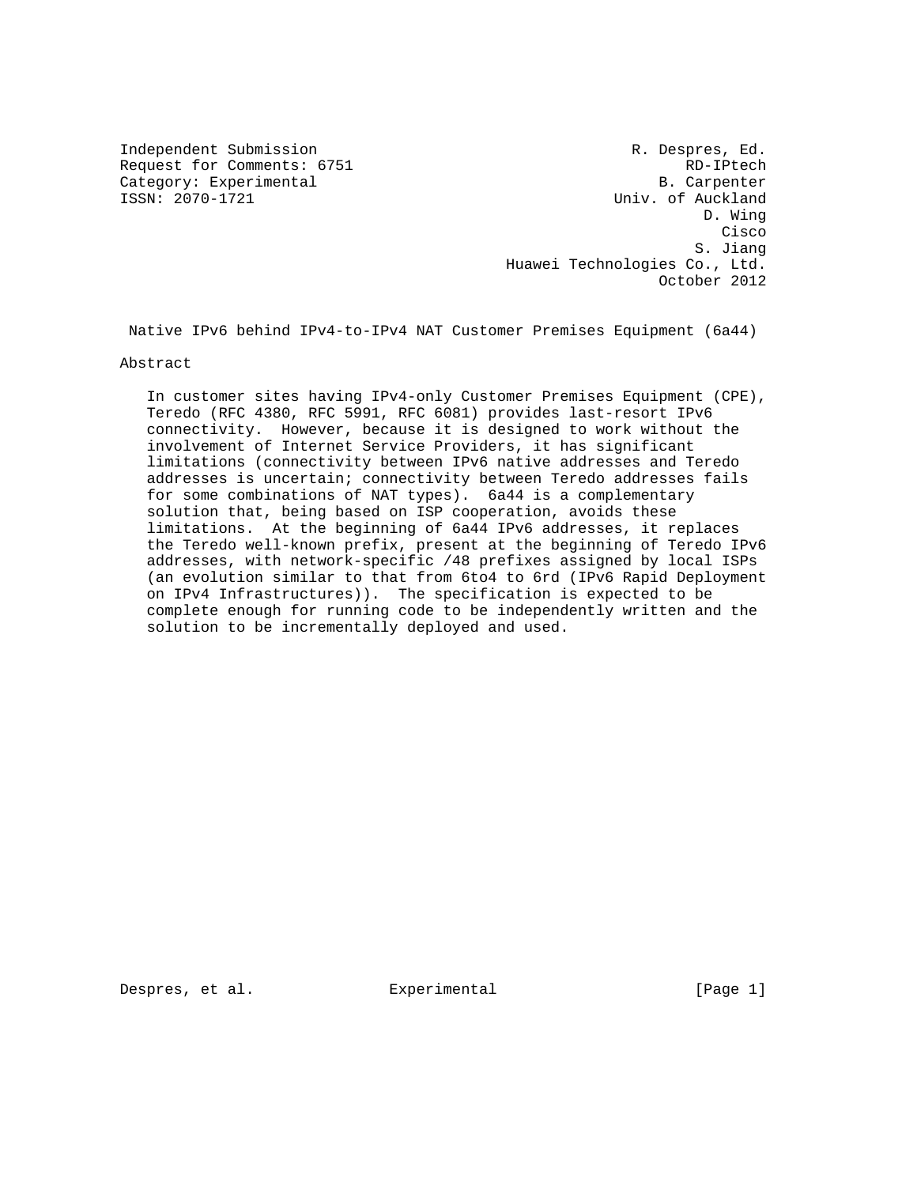Independent Submission R. Despres, Ed.
Request for Comments: 6751 RD-IPtech
Category: Experimental B. Carpenter
ISSN: 2070-1721 Univ. of Auckland
D. Wing
Cisco
S. Jiang
Huawei Technologies Co., Ltd.
October 2012

# Native IPv6 behind IPv4-to-IPv4 NAT Customer Premises Equipment (6a44)

## Abstract

In customer sites having IPv4-only Customer Premises Equipment (CPE), Teredo (RFC 4380, RFC 5991, RFC 6081) provides last-resort IPv6 connectivity. However, because it is designed to work without the involvement of Internet Service Providers, it has significant limitations (connectivity between IPv6 native addresses and Teredo addresses is uncertain; connectivity between Teredo addresses fails for some combinations of NAT types). 6a44 is a complementary solution that, being based on ISP cooperation, avoids these limitations. At the beginning of 6a44 IPv6 addresses, it replaces the Teredo well-known prefix, present at the beginning of Teredo IPv6 addresses, with network-specific /48 prefixes assigned by local ISPs (an evolution similar to that from 6to4 to 6rd (IPv6 Rapid Deployment on IPv4 Infrastructures)). The specification is expected to be complete enough for running code to be independently written and the solution to be incrementally deployed and used.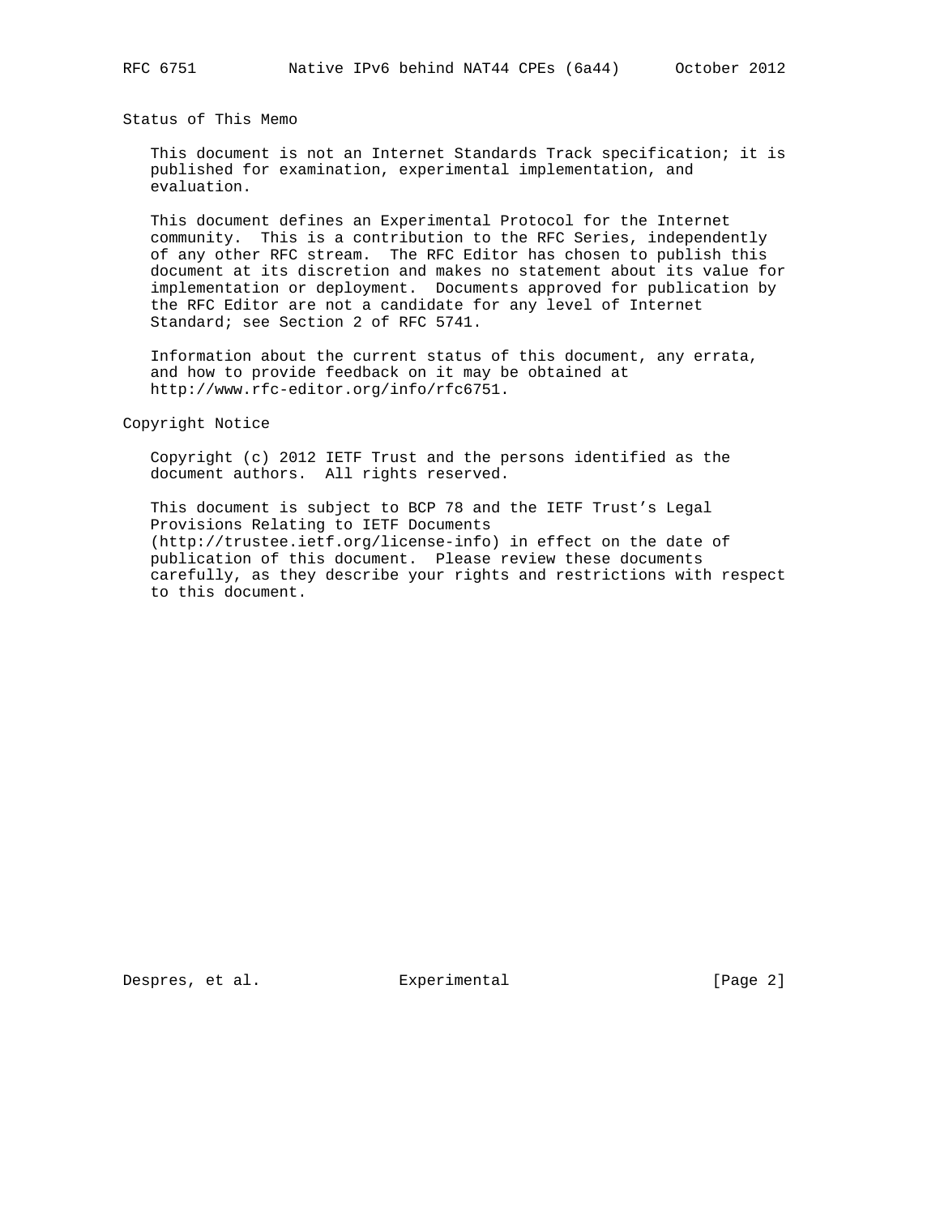## Status of This Memo

This document is not an Internet Standards Track specification; it is published for examination, experimental implementation, and evaluation.

This document defines an Experimental Protocol for the Internet community. This is a contribution to the RFC Series, independently of any other RFC stream. The RFC Editor has chosen to publish this document at its discretion and makes no statement about its value for implementation or deployment. Documents approved for publication by the RFC Editor are not a candidate for any level of Internet Standard; see Section 2 of RFC 5741.

Information about the current status of this document, any errata, and how to provide feedback on it may be obtained at http://www.rfc-editor.org/info/rfc6751.

## Copyright Notice

Copyright (c) 2012 IETF Trust and the persons identified as the document authors. All rights reserved.

This document is subject to BCP 78 and the IETF Trust's Legal Provisions Relating to IETF Documents (http://trustee.ietf.org/license-info) in effect on the date of publication of this document. Please review these documents carefully, as they describe your rights and restrictions with respect to this document.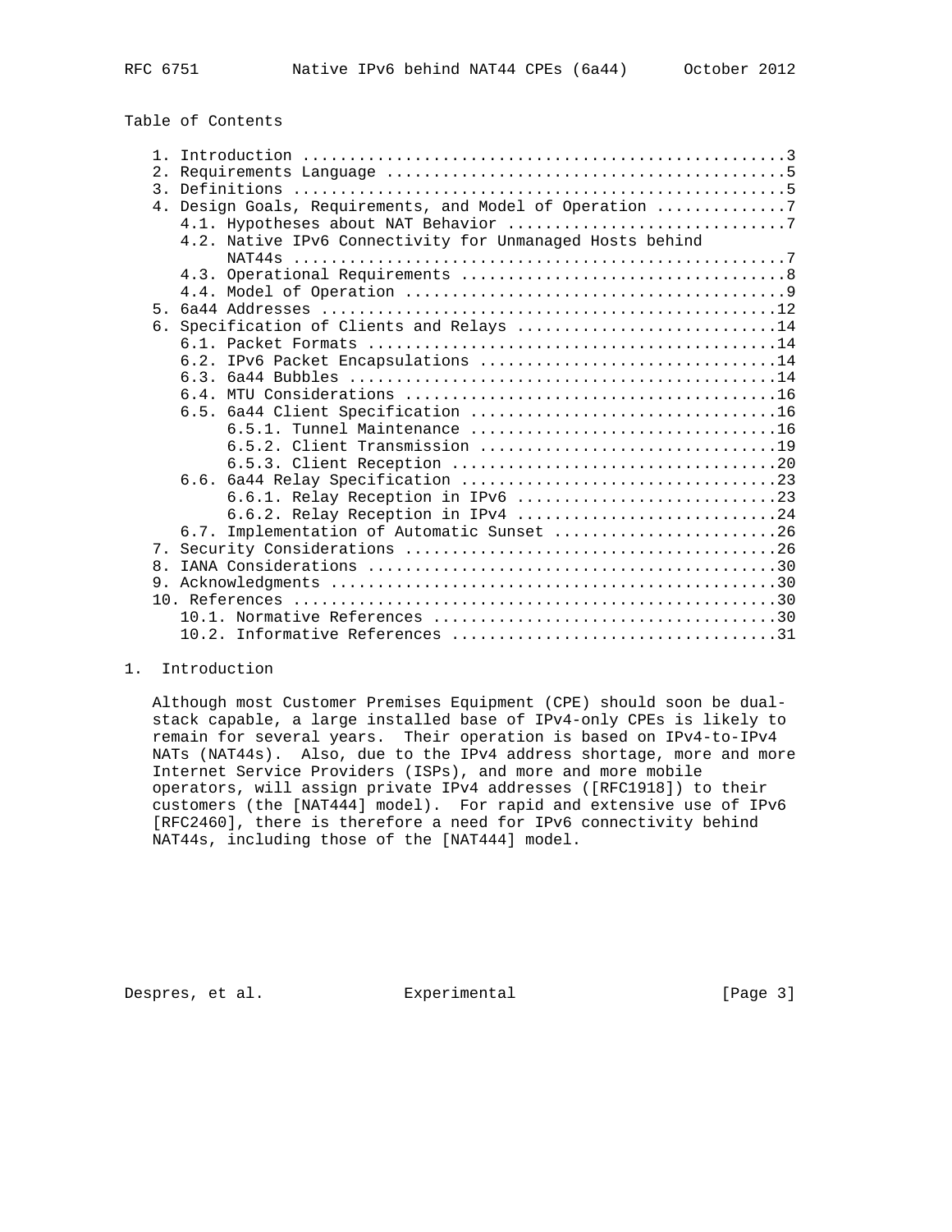Table of Contents

1. Introduction ....................................................3
2. Requirements Language ..........................................5
3. Definitions ....................................................5
4. Design Goals, Requirements, and Model of Operation .............7
   4.1. Hypotheses about NAT Behavior .............................7
   4.2. Native IPv6 Connectivity for Unmanaged Hosts behind NAT44s ....................................................7
   4.3. Operational Requirements ..................................8
   4.4. Model of Operation ........................................9
5. 6a44 Addresses ................................................12
6. Specification of Clients and Relays ...........................14
   6.1. Packet Formats ...........................................14
   6.2. IPv6 Packet Encapsulations ...............................14
   6.3. 6a44 Bubbles .............................................14
   6.4. MTU Considerations .......................................16
   6.5. 6a44 Client Specification ................................16
      6.5.1. Tunnel Maintenance ................................16
      6.5.2. Client Transmission ...............................19
      6.5.3. Client Reception ..................................20
   6.6. 6a44 Relay Specification .................................23
      6.6.1. Relay Reception in IPv6 ...........................23
      6.6.2. Relay Reception in IPv4 ...........................24
   6.7. Implementation of Automatic Sunset .......................26
7. Security Considerations .......................................26
8. IANA Considerations ...........................................30
9. Acknowledgments ...............................................30
10. References ...................................................30
   10.1. Normative References ....................................30
   10.2. Informative References ..................................31

# 1. Introduction

Although most Customer Premises Equipment (CPE) should soon be dual-stack capable, a large installed base of IPv4-only CPEs is likely to remain for several years. Their operation is based on IPv4-to-IPv4 NATs (NAT44s). Also, due to the IPv4 address shortage, more and more Internet Service Providers (ISPs), and more and more mobile operators, will assign private IPv4 addresses ([RFC1918]) to their customers (the [NAT444] model). For rapid and extensive use of IPv6 [RFC2460], there is therefore a need for IPv6 connectivity behind NAT44s, including those of the [NAT444] model.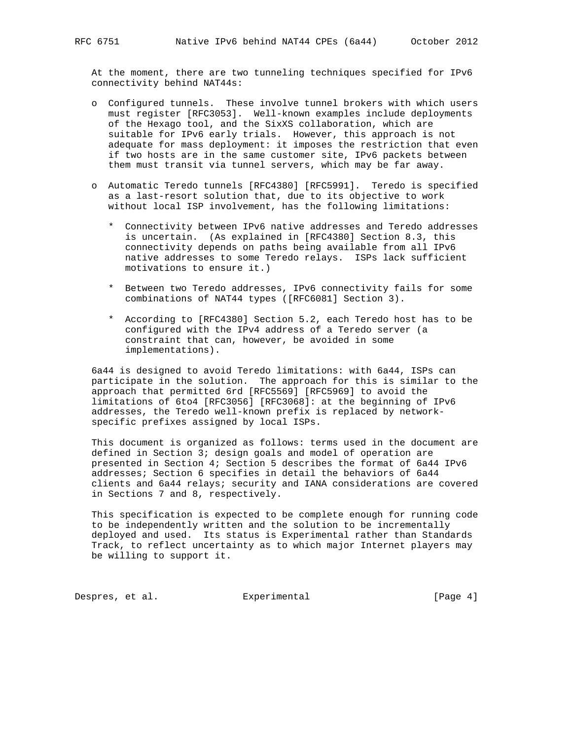At the moment, there are two tunneling techniques specified for IPv6 connectivity behind NAT44s:

- Configured tunnels. These involve tunnel brokers with which users must register [RFC3053]. Well-known examples include deployments of the Hexago tool, and the SixXS collaboration, which are suitable for IPv6 early trials. However, this approach is not adequate for mass deployment: it imposes the restriction that even if two hosts are in the same customer site, IPv6 packets between them must transit via tunnel servers, which may be far away.

- Automatic Teredo tunnels [RFC4380] [RFC5991]. Teredo is specified as a last-resort solution that, due to its objective to work without local ISP involvement, has the following limitations:

  * Connectivity between IPv6 native addresses and Teredo addresses is uncertain. (As explained in [RFC4380] Section 8.3, this connectivity depends on paths being available from all IPv6 native addresses to some Teredo relays. ISPs lack sufficient motivations to ensure it.)

  * Between two Teredo addresses, IPv6 connectivity fails for some combinations of NAT44 types ([RFC6081] Section 3).

  * According to [RFC4380] Section 5.2, each Teredo host has to be configured with the IPv4 address of a Teredo server (a constraint that can, however, be avoided in some implementations).

6a44 is designed to avoid Teredo limitations: with 6a44, ISPs can participate in the solution. The approach for this is similar to the approach that permitted 6rd [RFC5569] [RFC5969] to avoid the limitations of 6to4 [RFC3056] [RFC3068]: at the beginning of IPv6 addresses, the Teredo well-known prefix is replaced by network-specific prefixes assigned by local ISPs.

This document is organized as follows: terms used in the document are defined in Section 3; design goals and model of operation are presented in Section 4; Section 5 describes the format of 6a44 IPv6 addresses; Section 6 specifies in detail the behaviors of 6a44 clients and 6a44 relays; security and IANA considerations are covered in Sections 7 and 8, respectively.

This specification is expected to be complete enough for running code to be independently written and the solution to be incrementally deployed and used. Its status is Experimental rather than Standards Track, to reflect uncertainty as to which major Internet players may be willing to support it.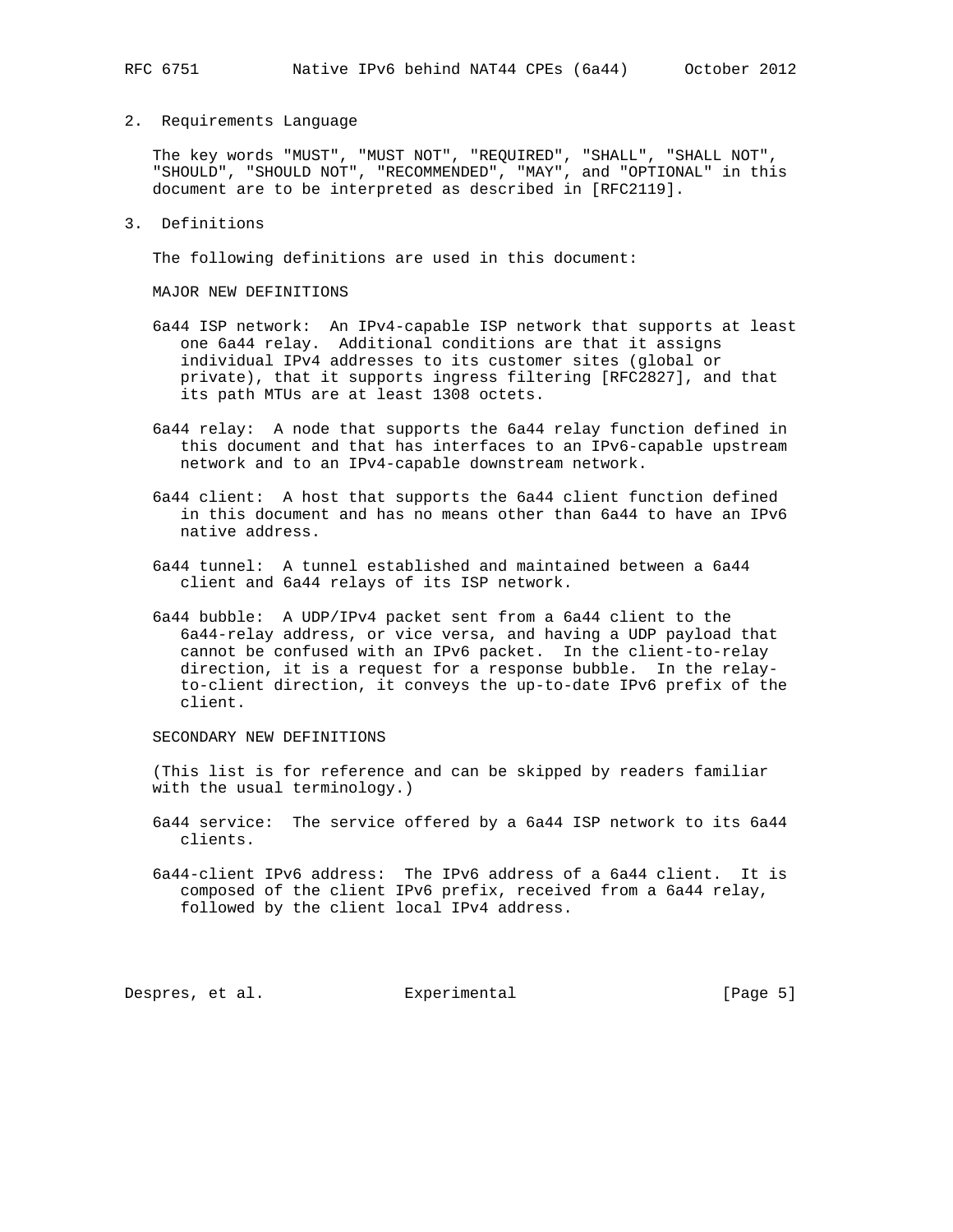## 2. Requirements Language

The key words "MUST", "MUST NOT", "REQUIRED", "SHALL", "SHALL NOT", "SHOULD", "SHOULD NOT", "RECOMMENDED", "MAY", and "OPTIONAL" in this document are to be interpreted as described in [RFC2119].

## 3. Definitions

The following definitions are used in this document:

MAJOR NEW DEFINITIONS

6a44 ISP network: An IPv4-capable ISP network that supports at least one 6a44 relay. Additional conditions are that it assigns individual IPv4 addresses to its customer sites (global or private), that it supports ingress filtering [RFC2827], and that its path MTUs are at least 1308 octets.

6a44 relay: A node that supports the 6a44 relay function defined in this document and that has interfaces to an IPv6-capable upstream network and to an IPv4-capable downstream network.

6a44 client: A host that supports the 6a44 client function defined in this document and has no means other than 6a44 to have an IPv6 native address.

6a44 tunnel: A tunnel established and maintained between a 6a44 client and 6a44 relays of its ISP network.

6a44 bubble: A UDP/IPv4 packet sent from a 6a44 client to the 6a44-relay address, or vice versa, and having a UDP payload that cannot be confused with an IPv6 packet. In the client-to-relay direction, it is a request for a response bubble. In the relay-to-client direction, it conveys the up-to-date IPv6 prefix of the client.

SECONDARY NEW DEFINITIONS

(This list is for reference and can be skipped by readers familiar with the usual terminology.)

6a44 service: The service offered by a 6a44 ISP network to its 6a44 clients.

6a44-client IPv6 address: The IPv6 address of a 6a44 client. It is composed of the client IPv6 prefix, received from a 6a44 relay, followed by the client local IPv4 address.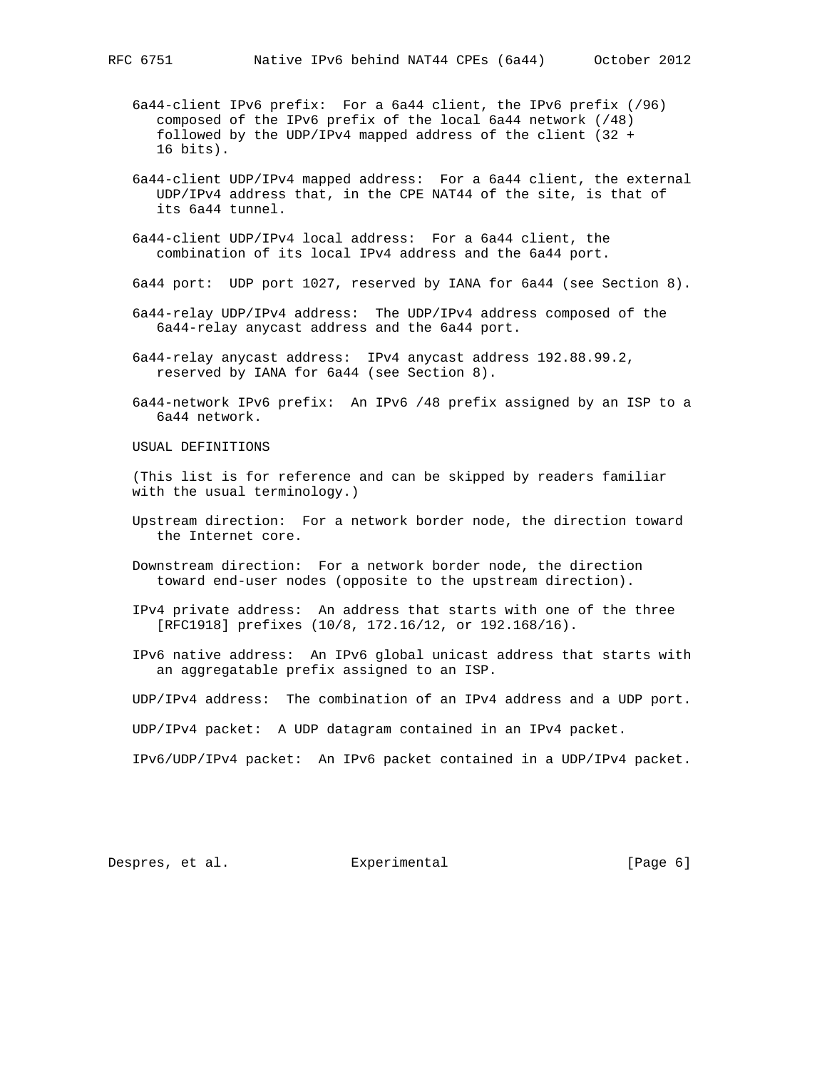6a44-client IPv6 prefix: For a 6a44 client, the IPv6 prefix (/96) composed of the IPv6 prefix of the local 6a44 network (/48) followed by the UDP/IPv4 mapped address of the client (32 + 16 bits).

6a44-client UDP/IPv4 mapped address: For a 6a44 client, the external UDP/IPv4 address that, in the CPE NAT44 of the site, is that of its 6a44 tunnel.

6a44-client UDP/IPv4 local address: For a 6a44 client, the combination of its local IPv4 address and the 6a44 port.

6a44 port: UDP port 1027, reserved by IANA for 6a44 (see Section 8).

6a44-relay UDP/IPv4 address: The UDP/IPv4 address composed of the 6a44-relay anycast address and the 6a44 port.

6a44-relay anycast address: IPv4 anycast address 192.88.99.2, reserved by IANA for 6a44 (see Section 8).

6a44-network IPv6 prefix: An IPv6 /48 prefix assigned by an ISP to a 6a44 network.

USUAL DEFINITIONS

(This list is for reference and can be skipped by readers familiar with the usual terminology.)

Upstream direction: For a network border node, the direction toward the Internet core.

Downstream direction: For a network border node, the direction toward end-user nodes (opposite to the upstream direction).

IPv4 private address: An address that starts with one of the three [RFC1918] prefixes (10/8, 172.16/12, or 192.168/16).

IPv6 native address: An IPv6 global unicast address that starts with an aggregatable prefix assigned to an ISP.

UDP/IPv4 address: The combination of an IPv4 address and a UDP port.

UDP/IPv4 packet: A UDP datagram contained in an IPv4 packet.

IPv6/UDP/IPv4 packet: An IPv6 packet contained in a UDP/IPv4 packet.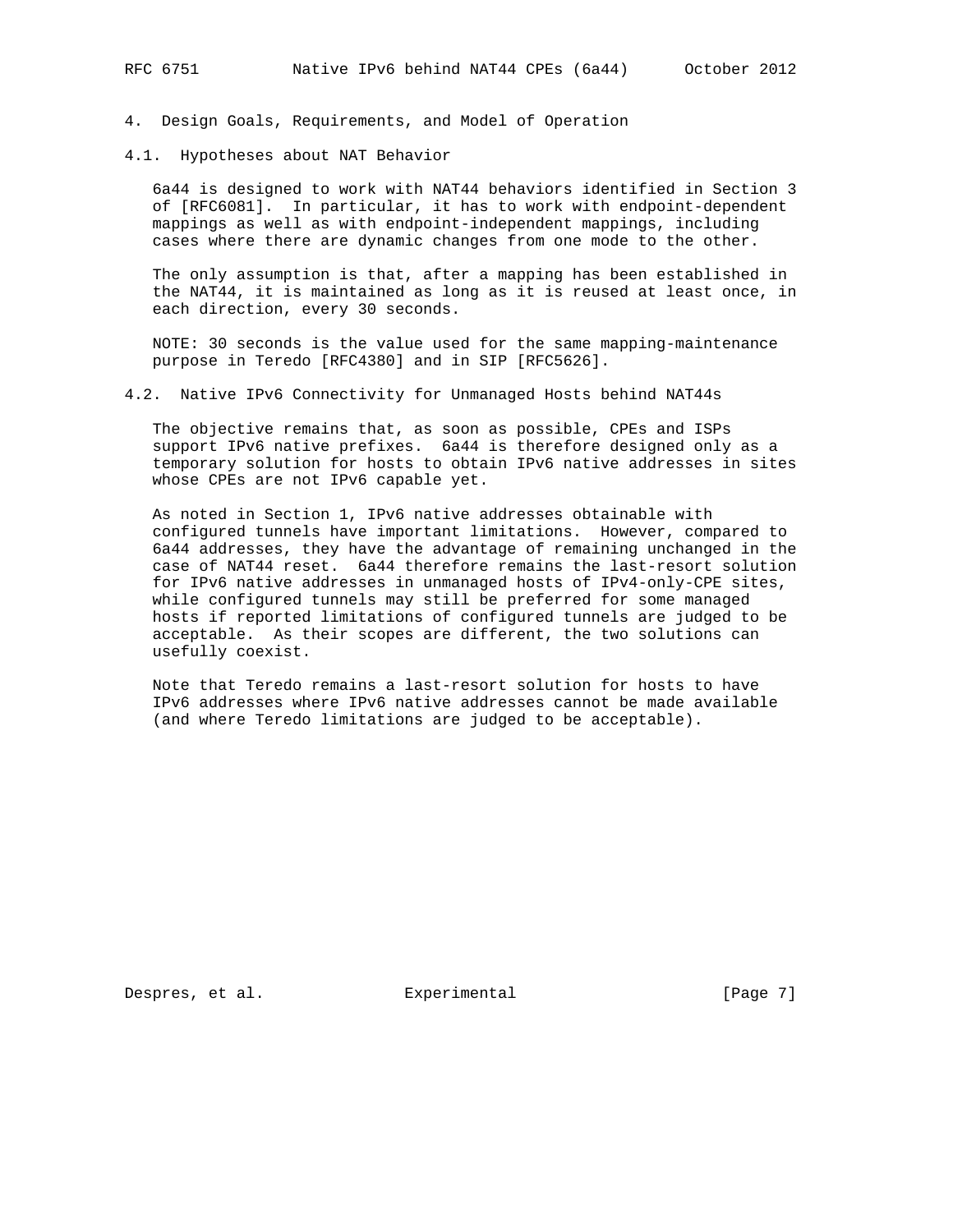## 4. Design Goals, Requirements, and Model of Operation

### 4.1. Hypotheses about NAT Behavior

6a44 is designed to work with NAT44 behaviors identified in Section 3 of [RFC6081]. In particular, it has to work with endpoint-dependent mappings as well as with endpoint-independent mappings, including cases where there are dynamic changes from one mode to the other.

The only assumption is that, after a mapping has been established in the NAT44, it is maintained as long as it is reused at least once, in each direction, every 30 seconds.

NOTE: 30 seconds is the value used for the same mapping-maintenance purpose in Teredo [RFC4380] and in SIP [RFC5626].

### 4.2. Native IPv6 Connectivity for Unmanaged Hosts behind NAT44s

The objective remains that, as soon as possible, CPEs and ISPs support IPv6 native prefixes. 6a44 is therefore designed only as a temporary solution for hosts to obtain IPv6 native addresses in sites whose CPEs are not IPv6 capable yet.

As noted in Section 1, IPv6 native addresses obtainable with configured tunnels have important limitations. However, compared to 6a44 addresses, they have the advantage of remaining unchanged in the case of NAT44 reset. 6a44 therefore remains the last-resort solution for IPv6 native addresses in unmanaged hosts of IPv4-only-CPE sites, while configured tunnels may still be preferred for some managed hosts if reported limitations of configured tunnels are judged to be acceptable. As their scopes are different, the two solutions can usefully coexist.

Note that Teredo remains a last-resort solution for hosts to have IPv6 addresses where IPv6 native addresses cannot be made available (and where Teredo limitations are judged to be acceptable).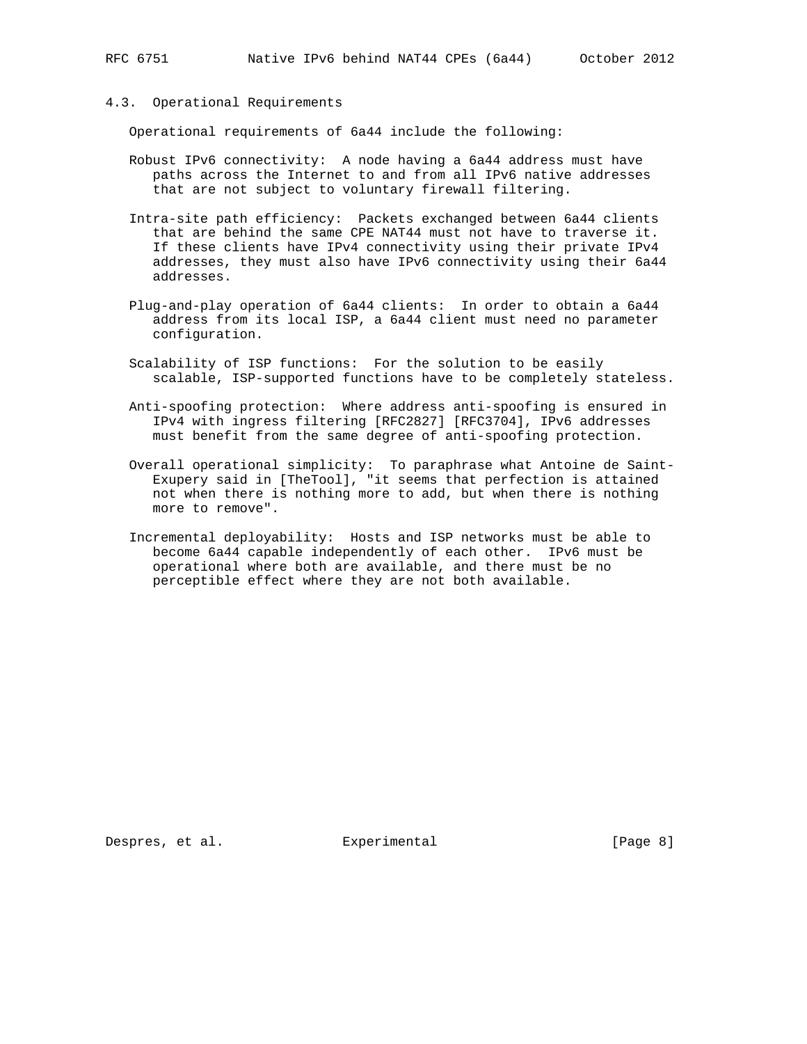### 4.3. Operational Requirements

Operational requirements of 6a44 include the following:

Robust IPv6 connectivity: A node having a 6a44 address must have paths across the Internet to and from all IPv6 native addresses that are not subject to voluntary firewall filtering.

Intra-site path efficiency: Packets exchanged between 6a44 clients that are behind the same CPE NAT44 must not have to traverse it. If these clients have IPv4 connectivity using their private IPv4 addresses, they must also have IPv6 connectivity using their 6a44 addresses.

Plug-and-play operation of 6a44 clients: In order to obtain a 6a44 address from its local ISP, a 6a44 client must need no parameter configuration.

Scalability of ISP functions: For the solution to be easily scalable, ISP-supported functions have to be completely stateless.

Anti-spoofing protection: Where address anti-spoofing is ensured in IPv4 with ingress filtering [RFC2827] [RFC3704], IPv6 addresses must benefit from the same degree of anti-spoofing protection.

Overall operational simplicity: To paraphrase what Antoine de Saint-Exupery said in [TheTool], "it seems that perfection is attained not when there is nothing more to add, but when there is nothing more to remove".

Incremental deployability: Hosts and ISP networks must be able to become 6a44 capable independently of each other. IPv6 must be operational where both are available, and there must be no perceptible effect where they are not both available.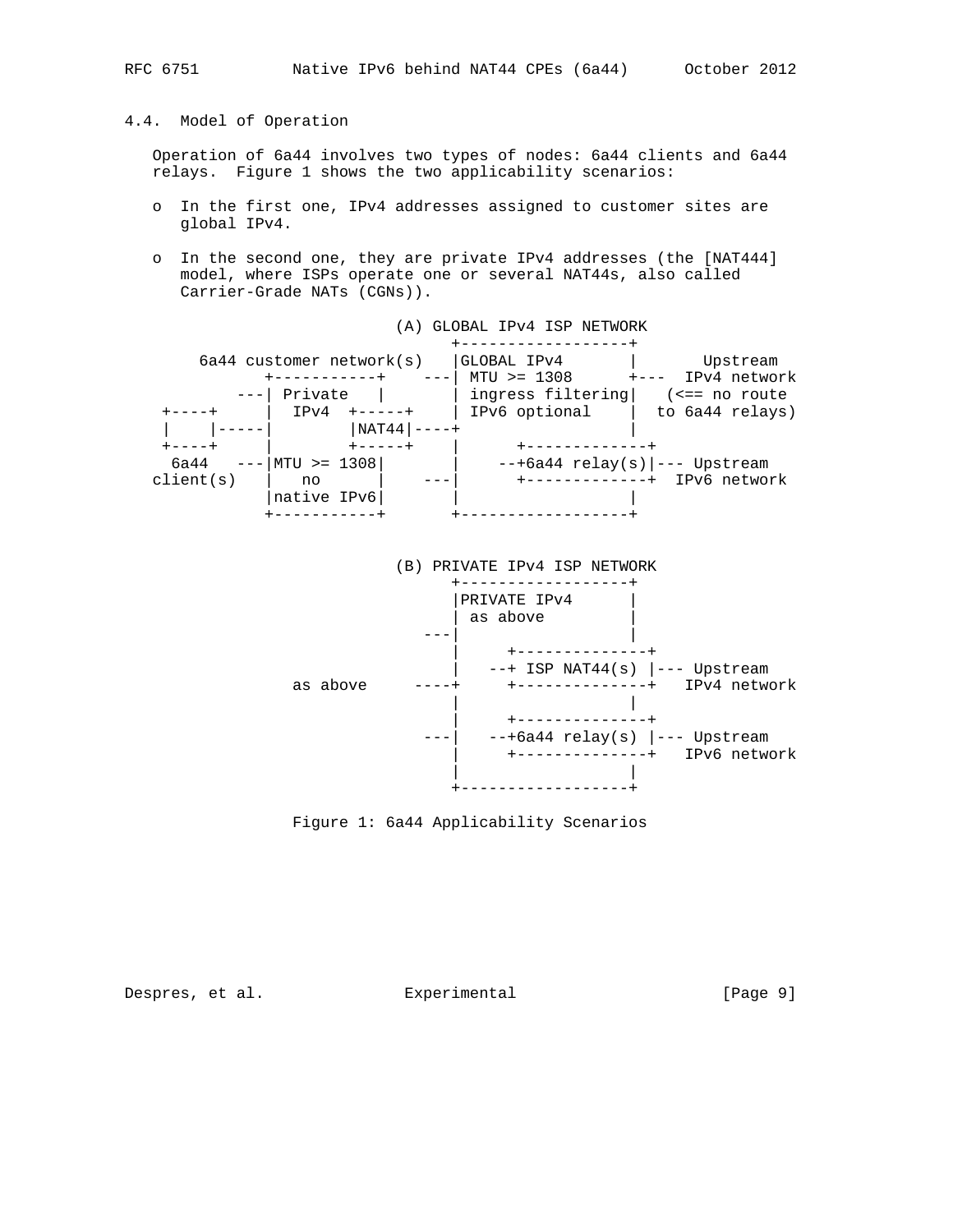### 4.4. Model of Operation

Operation of 6a44 involves two types of nodes: 6a44 clients and 6a44 relays. Figure 1 shows the two applicability scenarios:

- In the first one, IPv4 addresses assigned to customer sites are global IPv4.
- In the second one, they are private IPv4 addresses (the [NAT444] model, where ISPs operate one or several NAT44s, also called Carrier-Grade NATs (CGNs)).

```
                        (A) GLOBAL IPv4 ISP NETWORK
                              +-------------------+
      6a44 customer network(s)   |GLOBAL IPv4       |       Upstream
             +-----------+    ---| MTU >= 1308      +---  IPv4 network
          ---| Private   |       | ingress filtering|   (<== no route
  +----+     |  IPv4  +-----+    | IPv6 optional    |  to 6a44 relays)
  |    |-----|        |NAT44|----+                  |
  +----+     |        +-----+    |      +-------------+
   6a44   ---|MTU >= 1308|       |    --+6a44 relay(s)|--- Upstream
 client(s)   |   no      |    ---|      +-------------+  IPv6 network
             |native IPv6|       |                  |
             +-----------+       +-------------------+

                        (B) PRIVATE IPv4 ISP NETWORK
                              +-------------------+
                              |PRIVATE IPv4       |
                              | as above          |
                           ---|                   |
                              |     +--------------+
                              |   --+ ISP NAT44(s) |--- Upstream
                as above     ----+     +--------------+   IPv4 network
                              |                   |
                              |     +--------------+
                           ---|   --+6a44 relay(s) |--- Upstream
                              |     +--------------+   IPv6 network
                              |                   |
                              +-------------------+
```

Figure 1: 6a44 Applicability Scenarios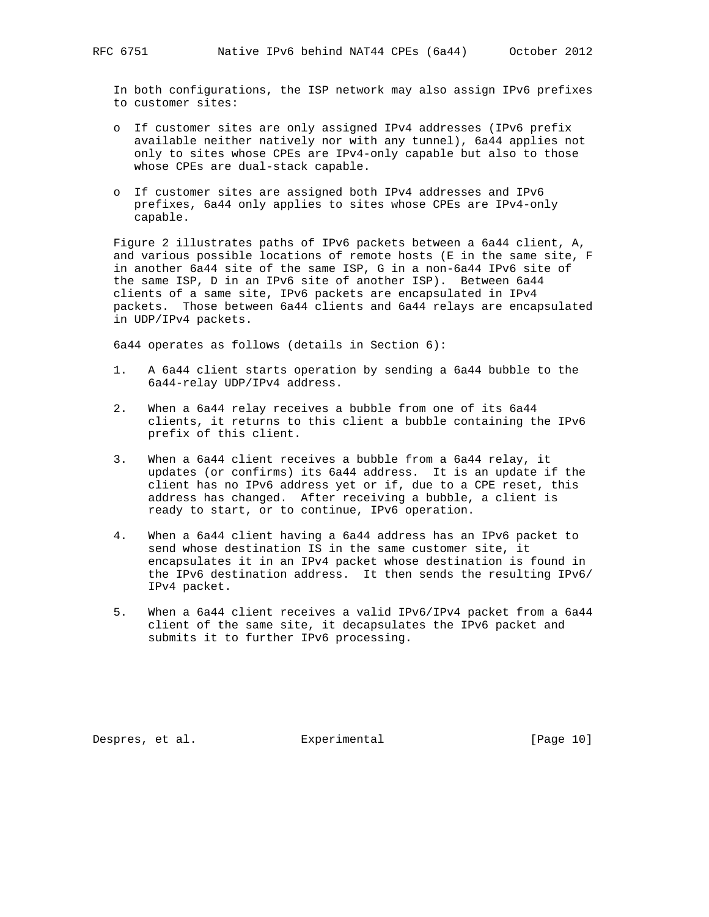In both configurations, the ISP network may also assign IPv6 prefixes to customer sites:

- If customer sites are only assigned IPv4 addresses (IPv6 prefix available neither natively nor with any tunnel), 6a44 applies not only to sites whose CPEs are IPv4-only capable but also to those whose CPEs are dual-stack capable.

- If customer sites are assigned both IPv4 addresses and IPv6 prefixes, 6a44 only applies to sites whose CPEs are IPv4-only capable.

Figure 2 illustrates paths of IPv6 packets between a 6a44 client, A, and various possible locations of remote hosts (E in the same site, F in another 6a44 site of the same ISP, G in a non-6a44 IPv6 site of the same ISP, D in an IPv6 site of another ISP). Between 6a44 clients of a same site, IPv6 packets are encapsulated in IPv4 packets. Those between 6a44 clients and 6a44 relays are encapsulated in UDP/IPv4 packets.

6a44 operates as follows (details in Section 6):

1. A 6a44 client starts operation by sending a 6a44 bubble to the 6a44-relay UDP/IPv4 address.

2. When a 6a44 relay receives a bubble from one of its 6a44 clients, it returns to this client a bubble containing the IPv6 prefix of this client.

3. When a 6a44 client receives a bubble from a 6a44 relay, it updates (or confirms) its 6a44 address. It is an update if the client has no IPv6 address yet or if, due to a CPE reset, this address has changed. After receiving a bubble, a client is ready to start, or to continue, IPv6 operation.

4. When a 6a44 client having a 6a44 address has an IPv6 packet to send whose destination IS in the same customer site, it encapsulates it in an IPv4 packet whose destination is found in the IPv6 destination address. It then sends the resulting IPv6/IPv4 packet.

5. When a 6a44 client receives a valid IPv6/IPv4 packet from a 6a44 client of the same site, it decapsulates the IPv6 packet and submits it to further IPv6 processing.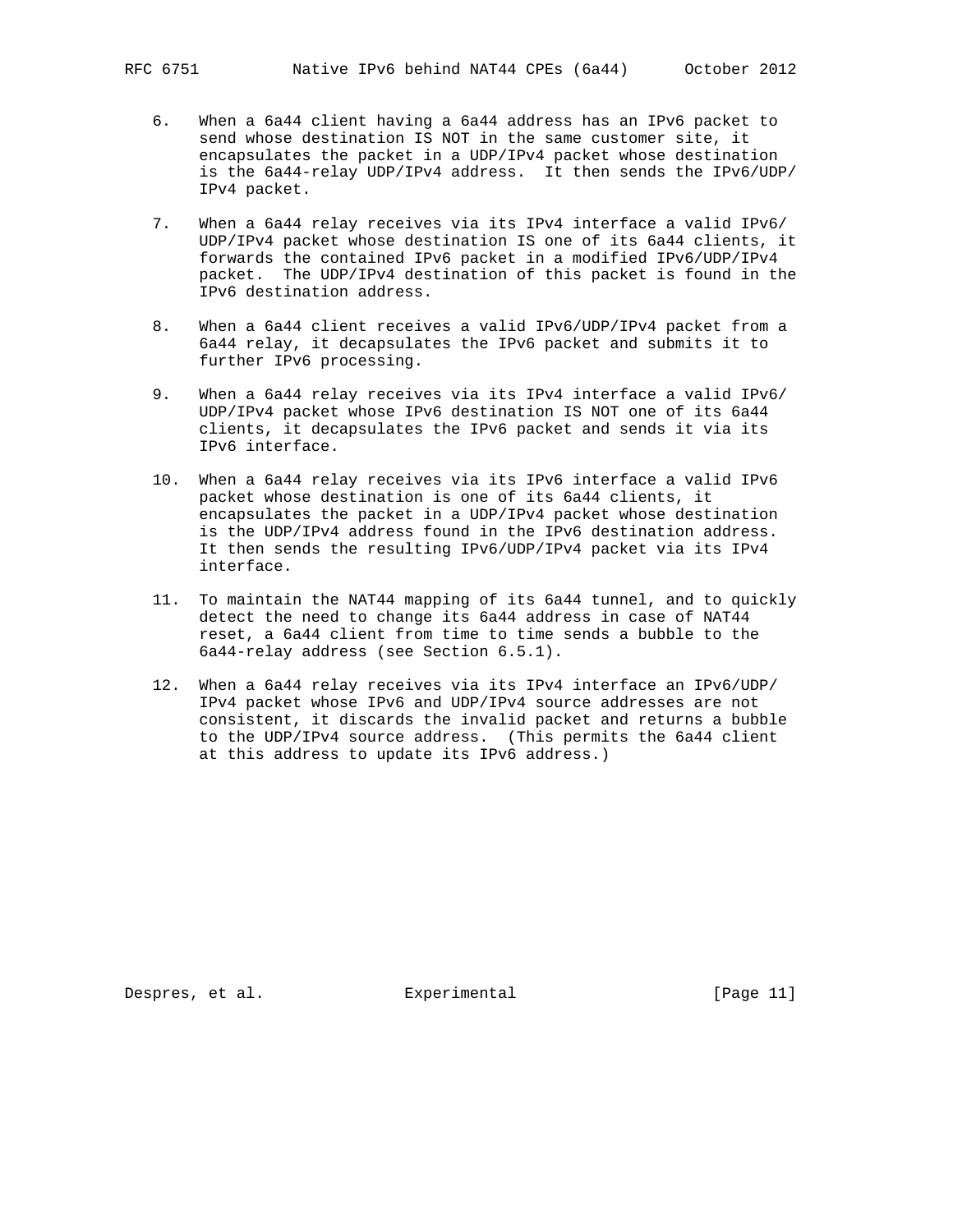6. When a 6a44 client having a 6a44 address has an IPv6 packet to send whose destination IS NOT in the same customer site, it encapsulates the packet in a UDP/IPv4 packet whose destination is the 6a44-relay UDP/IPv4 address. It then sends the IPv6/UDP/IPv4 packet.

7. When a 6a44 relay receives via its IPv4 interface a valid IPv6/UDP/IPv4 packet whose destination IS one of its 6a44 clients, it forwards the contained IPv6 packet in a modified IPv6/UDP/IPv4 packet. The UDP/IPv4 destination of this packet is found in the IPv6 destination address.

8. When a 6a44 client receives a valid IPv6/UDP/IPv4 packet from a 6a44 relay, it decapsulates the IPv6 packet and submits it to further IPv6 processing.

9. When a 6a44 relay receives via its IPv4 interface a valid IPv6/UDP/IPv4 packet whose IPv6 destination IS NOT one of its 6a44 clients, it decapsulates the IPv6 packet and sends it via its IPv6 interface.

10. When a 6a44 relay receives via its IPv6 interface a valid IPv6 packet whose destination is one of its 6a44 clients, it encapsulates the packet in a UDP/IPv4 packet whose destination is the UDP/IPv4 address found in the IPv6 destination address. It then sends the resulting IPv6/UDP/IPv4 packet via its IPv4 interface.

11. To maintain the NAT44 mapping of its 6a44 tunnel, and to quickly detect the need to change its 6a44 address in case of NAT44 reset, a 6a44 client from time to time sends a bubble to the 6a44-relay address (see Section 6.5.1).

12. When a 6a44 relay receives via its IPv4 interface an IPv6/UDP/IPv4 packet whose IPv6 and UDP/IPv4 source addresses are not consistent, it discards the invalid packet and returns a bubble to the UDP/IPv4 source address. (This permits the 6a44 client at this address to update its IPv6 address.)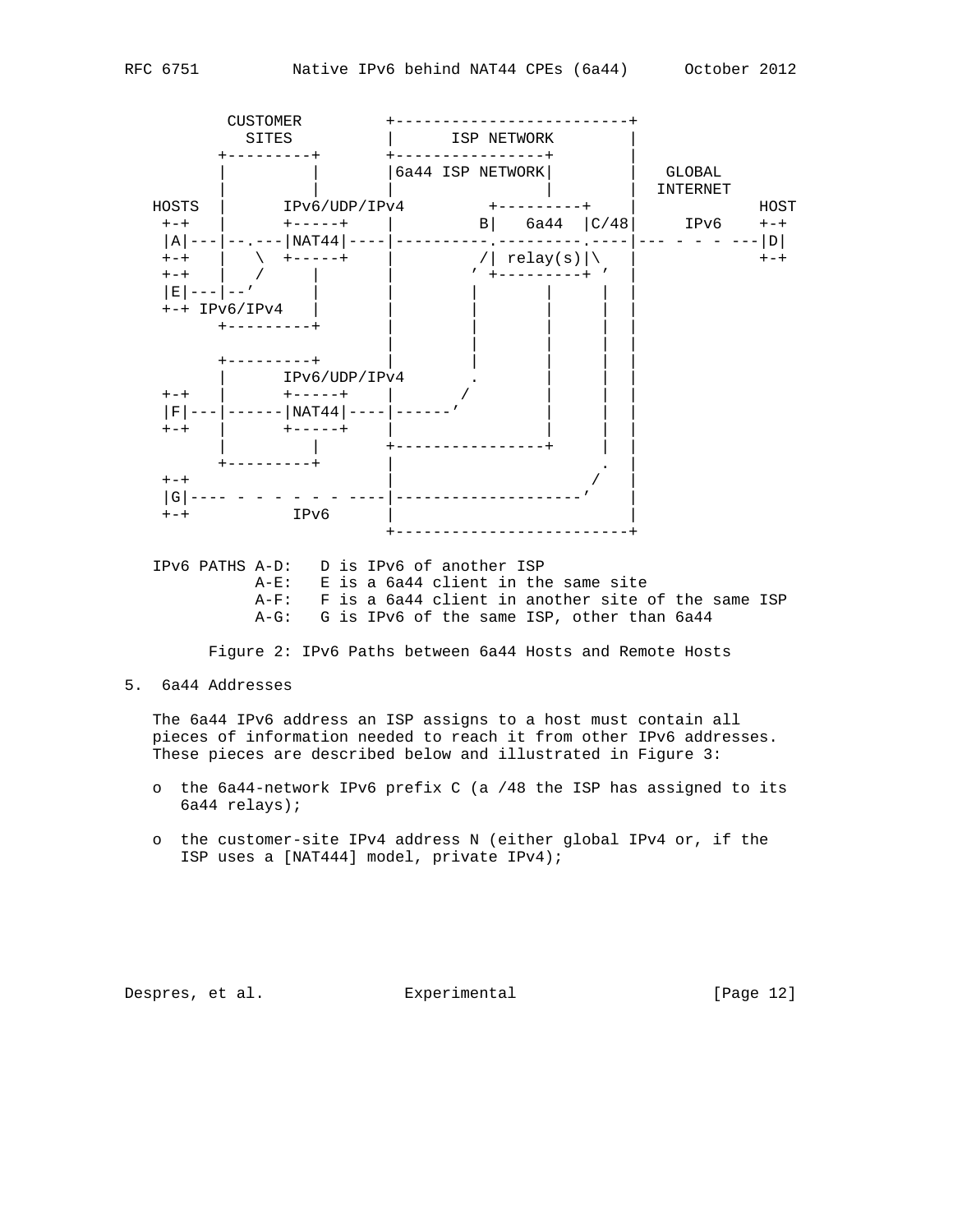```
         CUSTOMER         +-------------------------+
           SITES          |      ISP NETWORK        |
        +---------+       +----------------+        |
        |         |       |6a44 ISP NETWORK|        |   GLOBAL
        |         |       |                |        |  INTERNET
   HOSTS  |      IPv6/UDP/IPv4        +---------+    |            HOST
    +-+   |      +-----+    |         B|   6a44  |C/48|     IPv6    +-+
    |A|---|--.---|NAT44|----|----------.---------.----|--- - - - ---|D|
    +-+   |   \  +-----+    |         /| relay(s)|\   |             +-+
    +-+   |   /     |       |        ' +---------+ '  |
    |E|---|--'      |       |        |        |     | |
    +-+ IPv6/IPv4   |       |        |        |     | |
        +---------+       |        |        |     | |
                          |        |        |     | |
        +---------+       |        |        |     | |
        |      IPv6/UDP/IPv4       .        |     | |
    +-+   |      +-----+    |       /         |     | |
    |F|---|------|NAT44|----|------'          |     | |
    +-+   |      +-----+    |                 |     | |
        |         |       +----------------+     | |
        +---------+       |                        . |
    +-+                   |                       /  |
    |G|---- - - - - - - ----|--------------------'    |
    +-+          IPv6     |                          |
                          +-------------------------+

   IPv6 PATHS A-D:   D is IPv6 of another ISP
              A-E:   E is a 6a44 client in the same site
              A-F:   F is a 6a44 client in another site of the same ISP
              A-G:   G is IPv6 of the same ISP, other than 6a44
```

Figure 2: IPv6 Paths between 6a44 Hosts and Remote Hosts

## 5. 6a44 Addresses

The 6a44 IPv6 address an ISP assigns to a host must contain all pieces of information needed to reach it from other IPv6 addresses. These pieces are described below and illustrated in Figure 3:

- the 6a44-network IPv6 prefix C (a /48 the ISP has assigned to its 6a44 relays);
- the customer-site IPv4 address N (either global IPv4 or, if the ISP uses a [NAT444] model, private IPv4);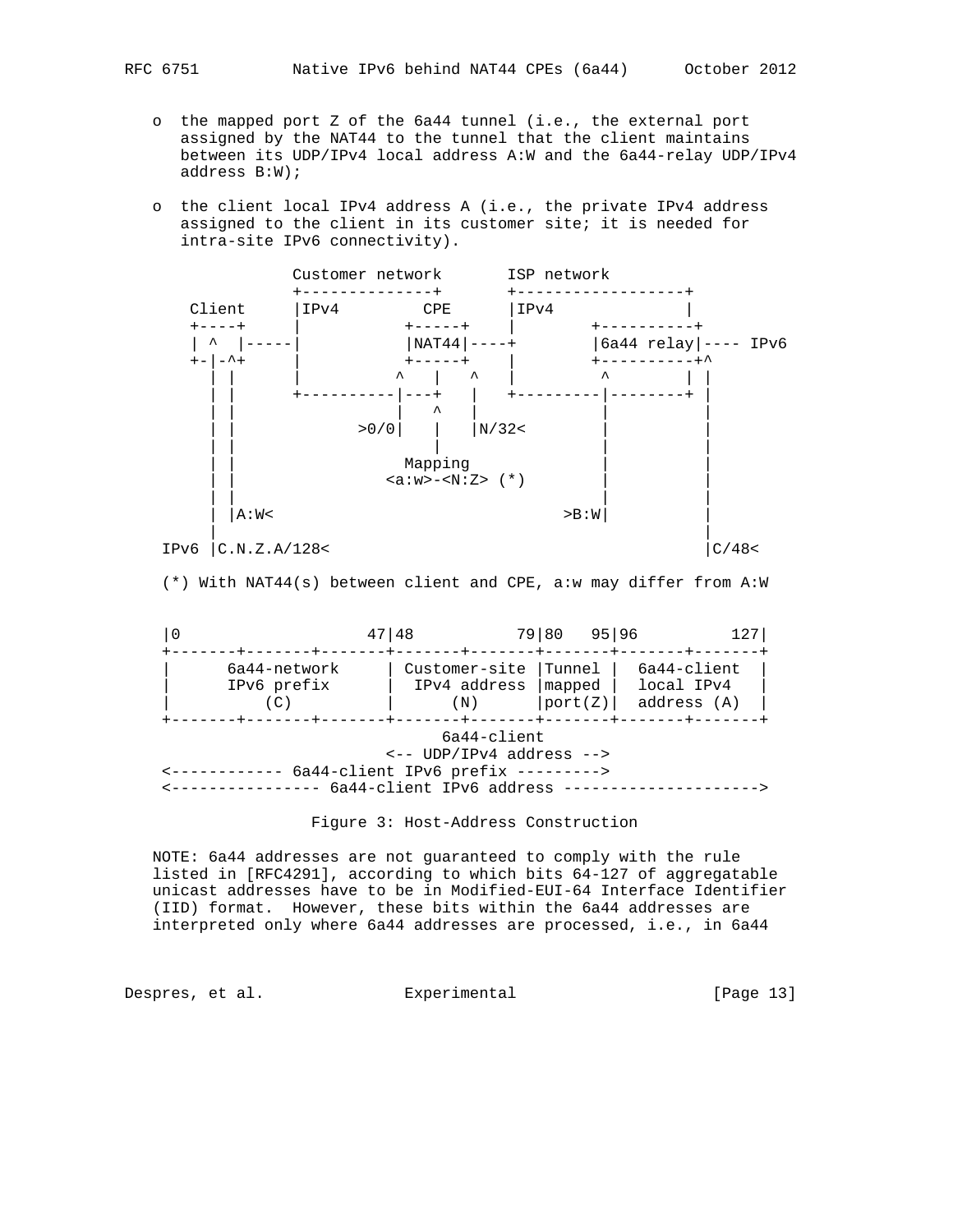o the mapped port Z of the 6a44 tunnel (i.e., the external port assigned by the NAT44 to the tunnel that the client maintains between its UDP/IPv4 local address A:W and the 6a44-relay UDP/IPv4 address B:W);

o the client local IPv4 address A (i.e., the private IPv4 address assigned to the client in its customer site; it is needed for intra-site IPv6 connectivity).

```
              Customer network       ISP network
              +--------------+       +------------------+
    Client    |IPv4         CPE      |IPv4              |
    +----+    |           +-----+    |        +----------+
    | ^  |-----|           |NAT44|----+        |6a44 relay|---- IPv6
    +-|-^+    |           +-----+    |        +----------+^
      | |     |          ^   |   ^   |         ^        | |
      | |     +----------|---+   |   +---------|--------+ |
      | |                |   ^   |             |          |
      | |           >0/0|   |   |N/32<         |          |
      | |                    |                 |          |
      | |                 Mapping              |          |
      | |              <a:w>-<N:Z> (*)         |          |
      | |                                      |          |
      | |A:W<                              >B:W|          |
      |                                                   |
 IPv6 |C.N.Z.A/128<                                       |C/48<

    (*) With NAT44(s) between client and CPE, a:w may differ from A:W


 |0                   47|48           79|80   95|96          127|
 +-------+-------+-------+-------+-------+-------+-------+-------+
 |      6a44-network     | Customer-site |Tunnel |  6a44-client  |
 |      IPv6 prefix      |  IPv4 address |mapped |  local IPv4   |
 |          (C)          |      (N)      |port(Z)|  address (A)  |
 +-------+-------+-------+-------+-------+-------+-------+-------+
                                  6a44-client
                         <-- UDP/IPv4 address -->
 <------------ 6a44-client IPv6 prefix --------->
 <---------------- 6a44-client IPv6 address --------------------->
```

Figure 3: Host-Address Construction

NOTE: 6a44 addresses are not guaranteed to comply with the rule listed in [RFC4291], according to which bits 64-127 of aggregatable unicast addresses have to be in Modified-EUI-64 Interface Identifier (IID) format. However, these bits within the 6a44 addresses are interpreted only where 6a44 addresses are processed, i.e., in 6a44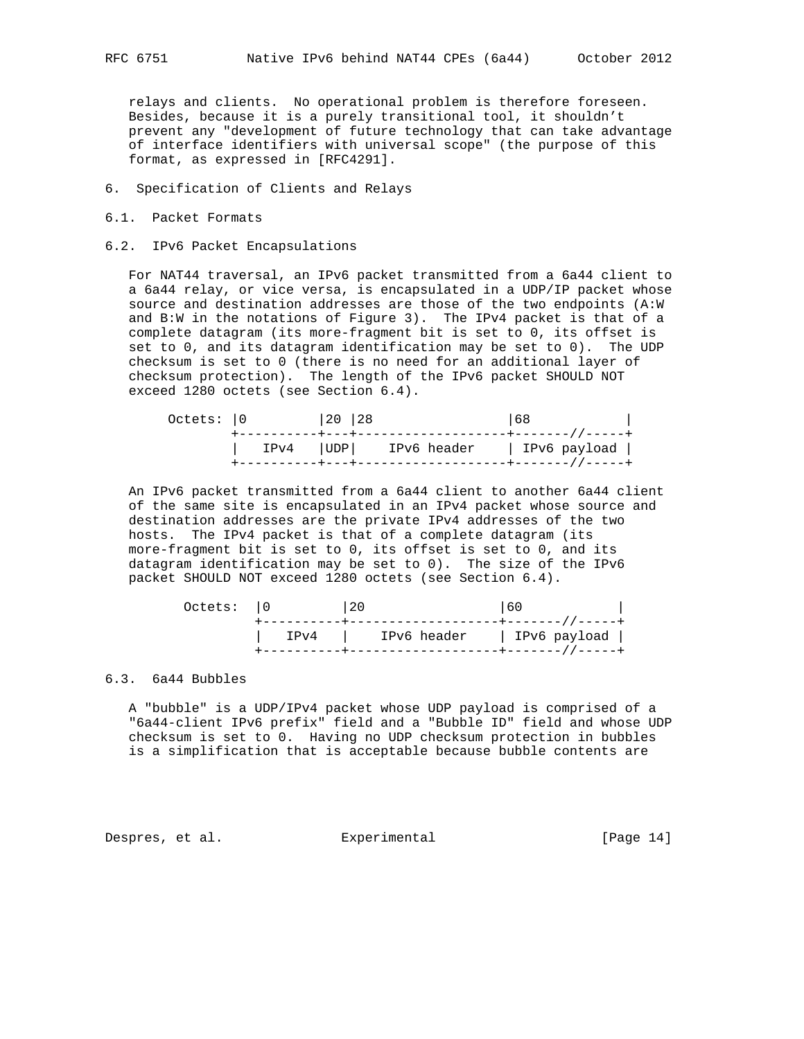relays and clients. No operational problem is therefore foreseen. Besides, because it is a purely transitional tool, it shouldn't prevent any "development of future technology that can take advantage of interface identifiers with universal scope" (the purpose of this format, as expressed in [RFC4291].

## 6. Specification of Clients and Relays

### 6.1. Packet Formats

### 6.2. IPv6 Packet Encapsulations

For NAT44 traversal, an IPv6 packet transmitted from a 6a44 client to a 6a44 relay, or vice versa, is encapsulated in a UDP/IP packet whose source and destination addresses are those of the two endpoints (A:W and B:W in the notations of Figure 3). The IPv4 packet is that of a complete datagram (its more-fragment bit is set to 0, its offset is set to 0, and its datagram identification may be set to 0). The UDP checksum is set to 0 (there is no need for an additional layer of checksum protection). The length of the IPv6 packet SHOULD NOT exceed 1280 octets (see Section 6.4).

```
Octets: |0         |20 |28                 |68           |
        +----------+---+-------------------+-------//-----+
        |   IPv4   |UDP|    IPv6 header    | IPv6 payload |
        +----------+---+-------------------+-------//-----+
```

An IPv6 packet transmitted from a 6a44 client to another 6a44 client of the same site is encapsulated in an IPv4 packet whose source and destination addresses are the private IPv4 addresses of the two hosts. The IPv4 packet is that of a complete datagram (its more-fragment bit is set to 0, its offset is set to 0, and its datagram identification may be set to 0). The size of the IPv6 packet SHOULD NOT exceed 1280 octets (see Section 6.4).

```
Octets:  |0         |20                 |60           |
         +----------+-------------------+-------//-----+
         |   IPv4   |    IPv6 header    | IPv6 payload |
         +----------+-------------------+-------//-----+
```

### 6.3. 6a44 Bubbles

A "bubble" is a UDP/IPv4 packet whose UDP payload is comprised of a "6a44-client IPv6 prefix" field and a "Bubble ID" field and whose UDP checksum is set to 0. Having no UDP checksum protection in bubbles is a simplification that is acceptable because bubble contents are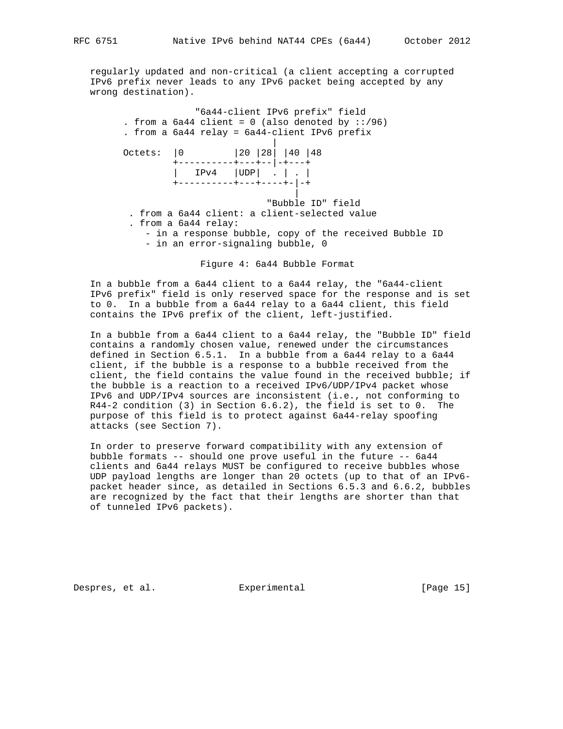regularly updated and non-critical (a client accepting a corrupted IPv6 prefix never leads to any IPv6 packet being accepted by any wrong destination).

```
                  "6a44-client IPv6 prefix" field
       . from a 6a44 client = 0 (also denoted by ::/96)
       . from a 6a44 relay = 6a44-client IPv6 prefix
                                        |
       Octets:  |0         |20 |28| |40 |48
                +----------+---+--|-+---+
                |   IPv4   |UDP|  . | . |
                +----------+---+----+-|-+
                                      |
                               "Bubble ID" field
        . from a 6a44 client: a client-selected value
        . from a 6a44 relay:
           - in a response bubble, copy of the received Bubble ID
           - in an error-signaling bubble, 0
```

Figure 4: 6a44 Bubble Format

In a bubble from a 6a44 client to a 6a44 relay, the "6a44-client IPv6 prefix" field is only reserved space for the response and is set to 0. In a bubble from a 6a44 relay to a 6a44 client, this field contains the IPv6 prefix of the client, left-justified.

In a bubble from a 6a44 client to a 6a44 relay, the "Bubble ID" field contains a randomly chosen value, renewed under the circumstances defined in Section 6.5.1. In a bubble from a 6a44 relay to a 6a44 client, if the bubble is a response to a bubble received from the client, the field contains the value found in the received bubble; if the bubble is a reaction to a received IPv6/UDP/IPv4 packet whose IPv6 and UDP/IPv4 sources are inconsistent (i.e., not conforming to R44-2 condition (3) in Section 6.6.2), the field is set to 0. The purpose of this field is to protect against 6a44-relay spoofing attacks (see Section 7).

In order to preserve forward compatibility with any extension of bubble formats -- should one prove useful in the future -- 6a44 clients and 6a44 relays MUST be configured to receive bubbles whose UDP payload lengths are longer than 20 octets (up to that of an IPv6-packet header since, as detailed in Sections 6.5.3 and 6.6.2, bubbles are recognized by the fact that their lengths are shorter than that of tunneled IPv6 packets).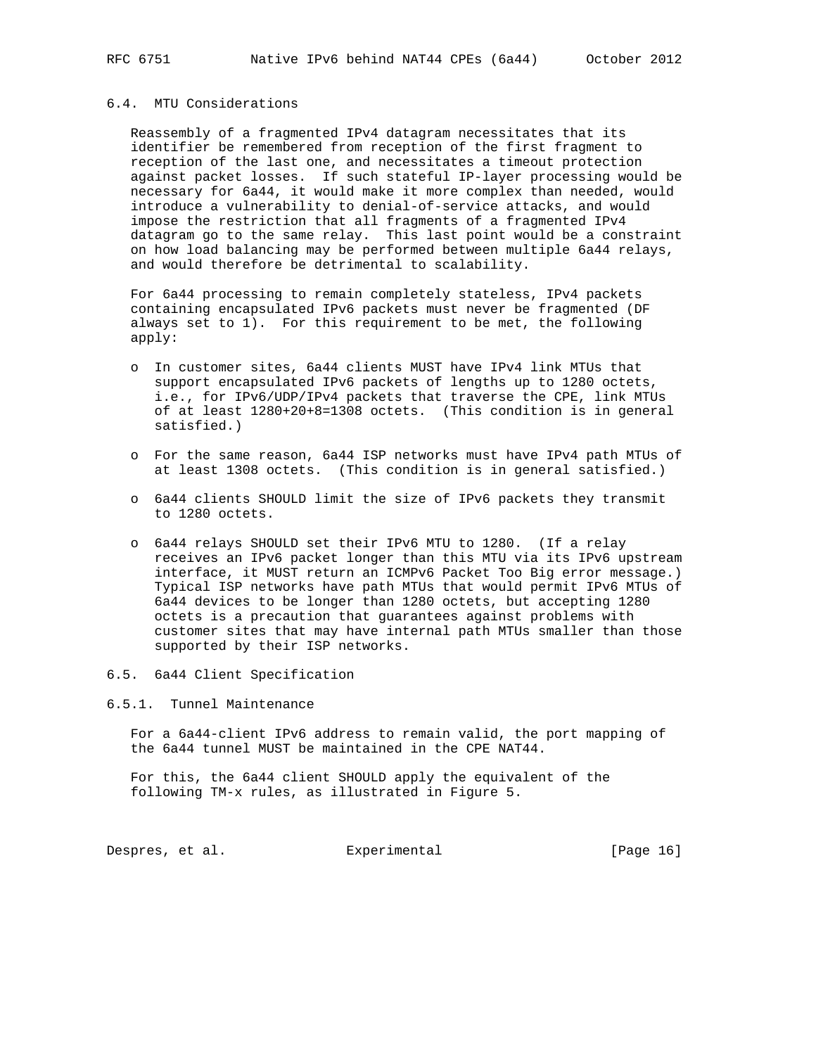### 6.4. MTU Considerations

Reassembly of a fragmented IPv4 datagram necessitates that its identifier be remembered from reception of the first fragment to reception of the last one, and necessitates a timeout protection against packet losses. If such stateful IP-layer processing would be necessary for 6a44, it would make it more complex than needed, would introduce a vulnerability to denial-of-service attacks, and would impose the restriction that all fragments of a fragmented IPv4 datagram go to the same relay. This last point would be a constraint on how load balancing may be performed between multiple 6a44 relays, and would therefore be detrimental to scalability.

For 6a44 processing to remain completely stateless, IPv4 packets containing encapsulated IPv6 packets must never be fragmented (DF always set to 1). For this requirement to be met, the following apply:

- In customer sites, 6a44 clients MUST have IPv4 link MTUs that support encapsulated IPv6 packets of lengths up to 1280 octets, i.e., for IPv6/UDP/IPv4 packets that traverse the CPE, link MTUs of at least 1280+20+8=1308 octets. (This condition is in general satisfied.)
- For the same reason, 6a44 ISP networks must have IPv4 path MTUs of at least 1308 octets. (This condition is in general satisfied.)
- 6a44 clients SHOULD limit the size of IPv6 packets they transmit to 1280 octets.
- 6a44 relays SHOULD set their IPv6 MTU to 1280. (If a relay receives an IPv6 packet longer than this MTU via its IPv6 upstream interface, it MUST return an ICMPv6 Packet Too Big error message.) Typical ISP networks have path MTUs that would permit IPv6 MTUs of 6a44 devices to be longer than 1280 octets, but accepting 1280 octets is a precaution that guarantees against problems with customer sites that may have internal path MTUs smaller than those supported by their ISP networks.

### 6.5. 6a44 Client Specification

#### 6.5.1. Tunnel Maintenance

For a 6a44-client IPv6 address to remain valid, the port mapping of the 6a44 tunnel MUST be maintained in the CPE NAT44.

For this, the 6a44 client SHOULD apply the equivalent of the following TM-x rules, as illustrated in Figure 5.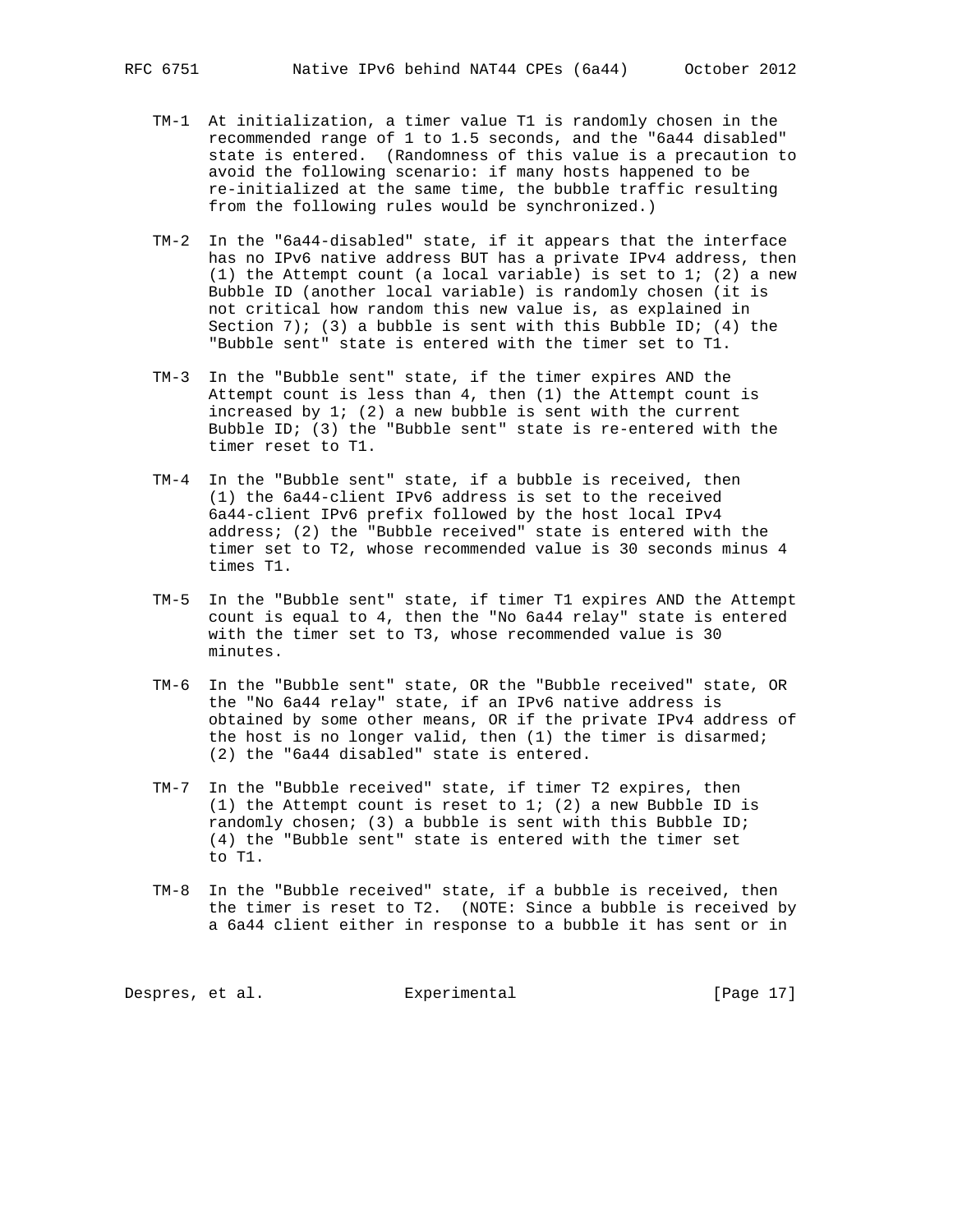TM-1 At initialization, a timer value T1 is randomly chosen in the recommended range of 1 to 1.5 seconds, and the "6a44 disabled" state is entered. (Randomness of this value is a precaution to avoid the following scenario: if many hosts happened to be re-initialized at the same time, the bubble traffic resulting from the following rules would be synchronized.)

TM-2 In the "6a44-disabled" state, if it appears that the interface has no IPv6 native address BUT has a private IPv4 address, then (1) the Attempt count (a local variable) is set to 1; (2) a new Bubble ID (another local variable) is randomly chosen (it is not critical how random this new value is, as explained in Section 7); (3) a bubble is sent with this Bubble ID; (4) the "Bubble sent" state is entered with the timer set to T1.

TM-3 In the "Bubble sent" state, if the timer expires AND the Attempt count is less than 4, then (1) the Attempt count is increased by 1; (2) a new bubble is sent with the current Bubble ID; (3) the "Bubble sent" state is re-entered with the timer reset to T1.

TM-4 In the "Bubble sent" state, if a bubble is received, then (1) the 6a44-client IPv6 address is set to the received 6a44-client IPv6 prefix followed by the host local IPv4 address; (2) the "Bubble received" state is entered with the timer set to T2, whose recommended value is 30 seconds minus 4 times T1.

TM-5 In the "Bubble sent" state, if timer T1 expires AND the Attempt count is equal to 4, then the "No 6a44 relay" state is entered with the timer set to T3, whose recommended value is 30 minutes.

TM-6 In the "Bubble sent" state, OR the "Bubble received" state, OR the "No 6a44 relay" state, if an IPv6 native address is obtained by some other means, OR if the private IPv4 address of the host is no longer valid, then (1) the timer is disarmed; (2) the "6a44 disabled" state is entered.

TM-7 In the "Bubble received" state, if timer T2 expires, then (1) the Attempt count is reset to 1; (2) a new Bubble ID is randomly chosen; (3) a bubble is sent with this Bubble ID; (4) the "Bubble sent" state is entered with the timer set to T1.

TM-8 In the "Bubble received" state, if a bubble is received, then the timer is reset to T2. (NOTE: Since a bubble is received by a 6a44 client either in response to a bubble it has sent or in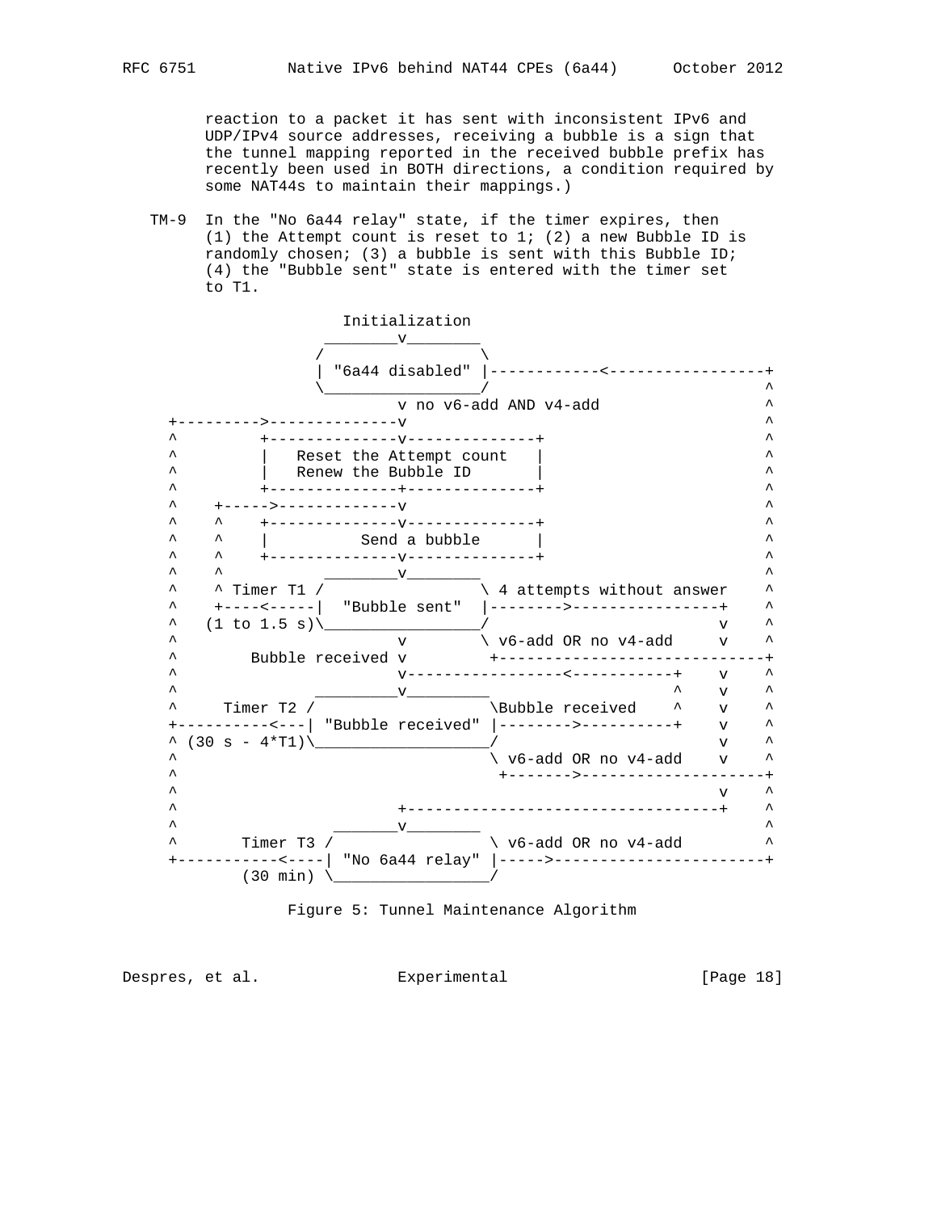reaction to a packet it has sent with inconsistent IPv6 and UDP/IPv4 source addresses, receiving a bubble is a sign that the tunnel mapping reported in the received bubble prefix has recently been used in BOTH directions, a condition required by some NAT44s to maintain their mappings.)

TM-9 In the "No 6a44 relay" state, if the timer expires, then (1) the Attempt count is reset to 1; (2) a new Bubble ID is randomly chosen; (3) a bubble is sent with this Bubble ID; (4) the "Bubble sent" state is entered with the timer set to T1.

```
                  Initialization
                 ________v________
                /                 \
                | "6a44 disabled" |------------<-----------------+
                \_________________/                              ^
                         v no v6-add AND v4-add                  ^
   +--------->--------------v                                    ^
   ^         +--------------v--------------+                     ^
   ^         |   Reset the Attempt count   |                     ^
   ^         |   Renew the Bubble ID       |                     ^
   ^         +--------------+--------------+                     ^
   ^    +----->-------------v                                    ^
   ^    ^    +--------------v--------------+                     ^
   ^    ^    |          Send a bubble      |                     ^
   ^    ^    +--------------v--------------+                     ^
   ^    ^           ________v________                            ^
   ^    ^ Timer T1 /                 \ 4 attempts without answer ^
   ^    +----<-----|  "Bubble sent"  |-------->----------------+ ^
   ^   (1 to 1.5 s)\_________________/                         v ^
   ^                        v        \ v6-add OR no v4-add     v ^
   ^       Bubble received v         +-----------------------------+
   ^                        v-----------------<-----------+    v ^
   ^               _________v_________                    ^    v ^
   ^     Timer T2 /                   \Bubble received    ^    v ^
   +----------<---| "Bubble received" |-------->----------+    v ^
   ^ (30 s - 4*T1)\___________________/                        v ^
   ^                                  \ v6-add OR no v4-add    v ^
   ^                                   +------->--------------------+
   ^                                                           v ^
   ^                        +----------------------------------+ ^
   ^                 _______v________                            ^
   ^       Timer T3 /                \ v6-add OR no v4-add       ^
   +-----------<----| "No 6a44 relay" |----->-----------------------+
           (30 min) \________________/
```

Figure 5: Tunnel Maintenance Algorithm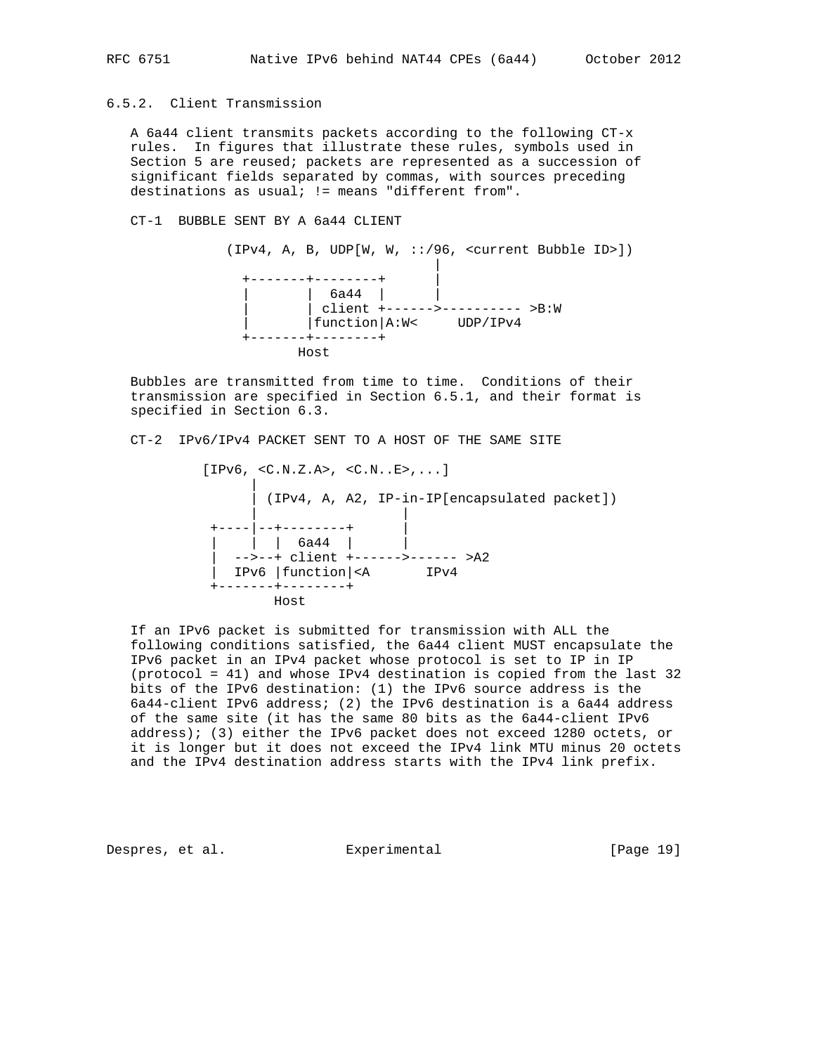### 6.5.2. Client Transmission

A 6a44 client transmits packets according to the following CT-x rules. In figures that illustrate these rules, symbols used in Section 5 are reused; packets are represented as a succession of significant fields separated by commas, with sources preceding destinations as usual; != means "different from".

CT-1 BUBBLE SENT BY A 6a44 CLIENT

```
        (IPv4, A, B, UDP[W, W, ::/96, <current Bubble ID>])
                                           |
           +-------+--------+              |
           |       |  6a44  |              |
           |       | client +------>---------- >B:W
           |       |function|A:W<     UDP/IPv4
           +-------+--------+
                 Host
```

Bubbles are transmitted from time to time. Conditions of their transmission are specified in Section 6.5.1, and their format is specified in Section 6.3.

CT-2 IPv6/IPv4 PACKET SENT TO A HOST OF THE SAME SITE

```
      [IPv6, <C.N.Z.A>, <C.N..E>,...]
            |
            | (IPv4, A, A2, IP-in-IP[encapsulated packet])
            |                |
       +----|--+--------+    |
       |    |  |  6a44  |    |
       |  -->--+ client +------>------ >A2
       |  IPv6 |function|<A       IPv4
       +-------+--------+
              Host
```

If an IPv6 packet is submitted for transmission with ALL the following conditions satisfied, the 6a44 client MUST encapsulate the IPv6 packet in an IPv4 packet whose protocol is set to IP in IP (protocol = 41) and whose IPv4 destination is copied from the last 32 bits of the IPv6 destination: (1) the IPv6 source address is the 6a44-client IPv6 address; (2) the IPv6 destination is a 6a44 address of the same site (it has the same 80 bits as the 6a44-client IPv6 address); (3) either the IPv6 packet does not exceed 1280 octets, or it is longer but it does not exceed the IPv4 link MTU minus 20 octets and the IPv4 destination address starts with the IPv4 link prefix.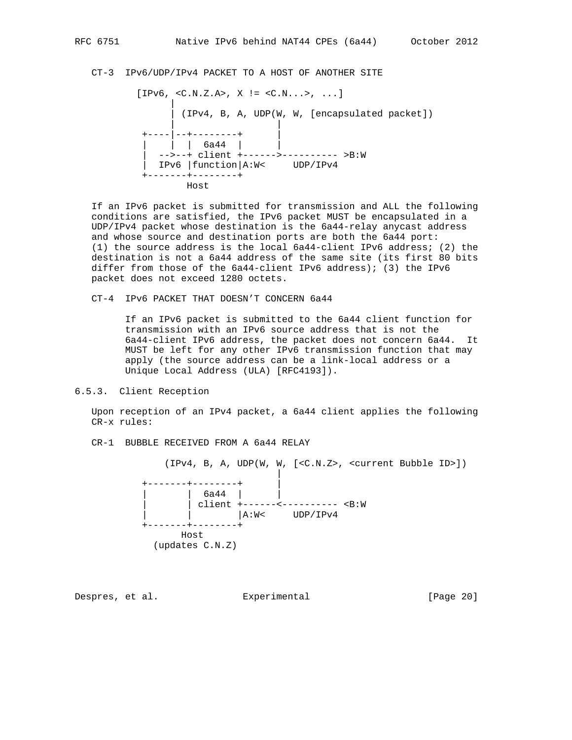CT-3 IPv6/UDP/IPv4 PACKET TO A HOST OF ANOTHER SITE

```
         [IPv6, <C.N.Z.A>, X != <C.N...>, ...]
               |
               | (IPv4, B, A, UDP(W, W, [encapsulated packet])
               |                  |
          +----|--+--------+      |
          |    |  |  6a44  |      |
          |  -->--+ client +------>---------- >B:W
          |  IPv6 |function|A:W<     UDP/IPv4
          +-------+--------+
                 Host
```

If an IPv6 packet is submitted for transmission and ALL the following conditions are satisfied, the IPv6 packet MUST be encapsulated in a UDP/IPv4 packet whose destination is the 6a44-relay anycast address and whose source and destination ports are both the 6a44 port: (1) the source address is the local 6a44-client IPv6 address; (2) the destination is not a 6a44 address of the same site (its first 80 bits differ from those of the 6a44-client IPv6 address); (3) the IPv6 packet does not exceed 1280 octets.

CT-4 IPv6 PACKET THAT DOESN'T CONCERN 6a44

If an IPv6 packet is submitted to the 6a44 client function for transmission with an IPv6 source address that is not the 6a44-client IPv6 address, the packet does not concern 6a44. It MUST be left for any other IPv6 transmission function that may apply (the source address can be a link-local address or a Unique Local Address (ULA) [RFC4193]).

### 6.5.3. Client Reception

Upon reception of an IPv4 packet, a 6a44 client applies the following CR-x rules:

CR-1 BUBBLE RECEIVED FROM A 6a44 RELAY

```
              (IPv4, B, A, UDP(W, W, [<C.N.Z>, <current Bubble ID>])
                                  |
          +-------+--------+      |
          |       |  6a44  |      |
          |       | client +------<---------- <B:W
          |       |        |A:W<     UDP/IPv4
          +-------+--------+
                Host
            (updates C.N.Z)
```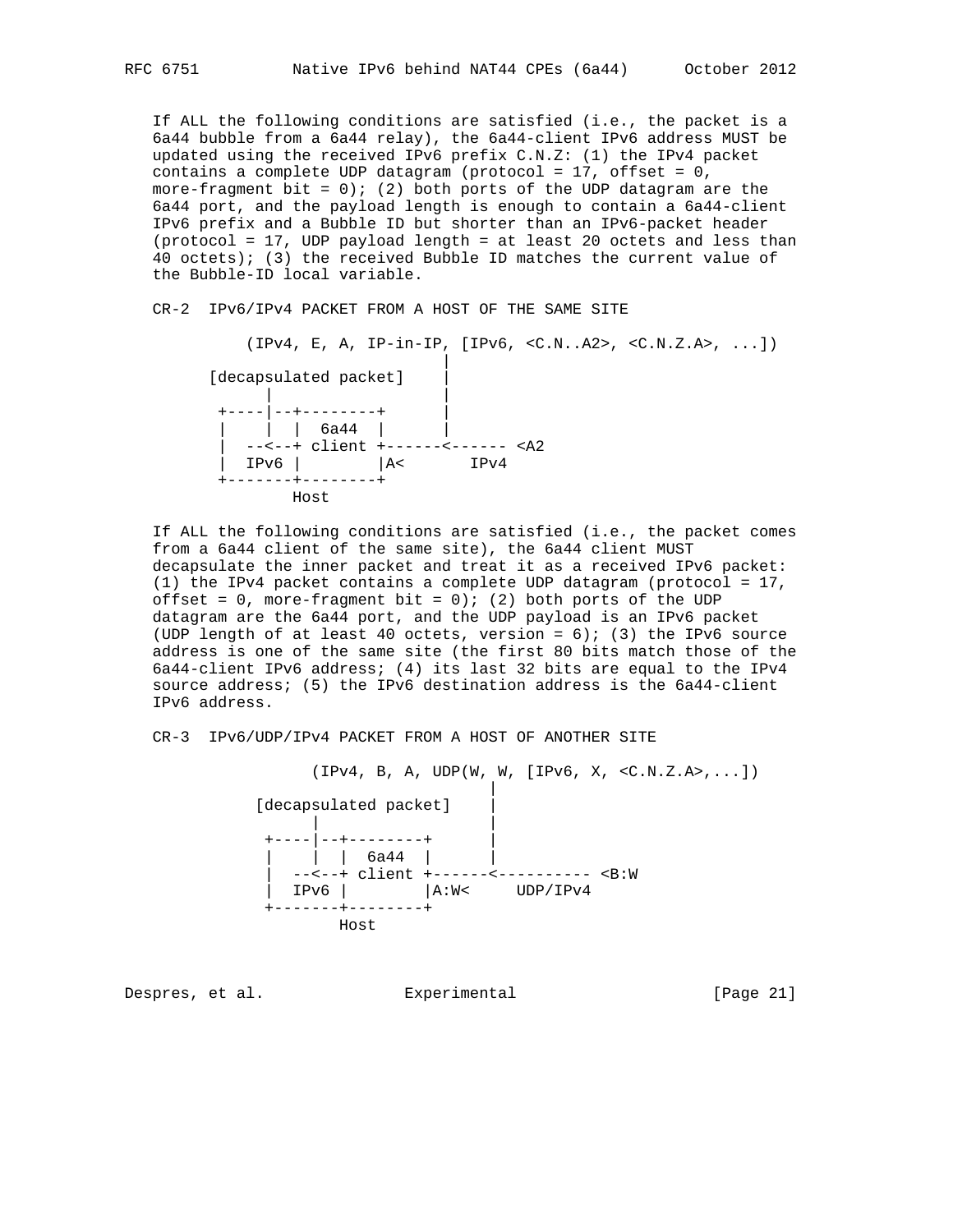If ALL the following conditions are satisfied (i.e., the packet is a 6a44 bubble from a 6a44 relay), the 6a44-client IPv6 address MUST be updated using the received IPv6 prefix C.N.Z: (1) the IPv4 packet contains a complete UDP datagram (protocol = 17, offset = 0, more-fragment bit = 0); (2) both ports of the UDP datagram are the 6a44 port, and the payload length is enough to contain a 6a44-client IPv6 prefix and a Bubble ID but shorter than an IPv6-packet header (protocol = 17, UDP payload length = at least 20 octets and less than 40 octets); (3) the received Bubble ID matches the current value of the Bubble-ID local variable.

CR-2 IPv6/IPv4 PACKET FROM A HOST OF THE SAME SITE

```
      (IPv4, E, A, IP-in-IP, [IPv6, <C.N..A2>, <C.N.Z.A>, ...])
                                |
  [decapsulated packet]         |
        |                       |
   +----|--+--------+           |
   |    |  |  6a44  |           |
   |  --<--+ client +------<------ <A2
   |  IPv6 |        |A<       IPv4
   +-------+--------+
         Host
```

If ALL the following conditions are satisfied (i.e., the packet comes from a 6a44 client of the same site), the 6a44 client MUST decapsulate the inner packet and treat it as a received IPv6 packet: (1) the IPv4 packet contains a complete UDP datagram (protocol = 17, offset = 0, more-fragment bit = 0); (2) both ports of the UDP datagram are the 6a44 port, and the UDP payload is an IPv6 packet (UDP length of at least 40 octets, version = 6); (3) the IPv6 source address is one of the same site (the first 80 bits match those of the 6a44-client IPv6 address; (4) its last 32 bits are equal to the IPv4 source address; (5) the IPv6 destination address is the 6a44-client IPv6 address.

CR-3 IPv6/UDP/IPv4 PACKET FROM A HOST OF ANOTHER SITE

```
         (IPv4, B, A, UDP(W, W, [IPv6, X, <C.N.Z.A>,...])
                                  |
    [decapsulated packet]         |
          |                       |
     +----|--+--------+           |
     |    |  |  6a44  |           |
     |  --<--+ client +-------<---------- <B:W
     |  IPv6 |        |A:W<     UDP/IPv4
     +-------+--------+
           Host
```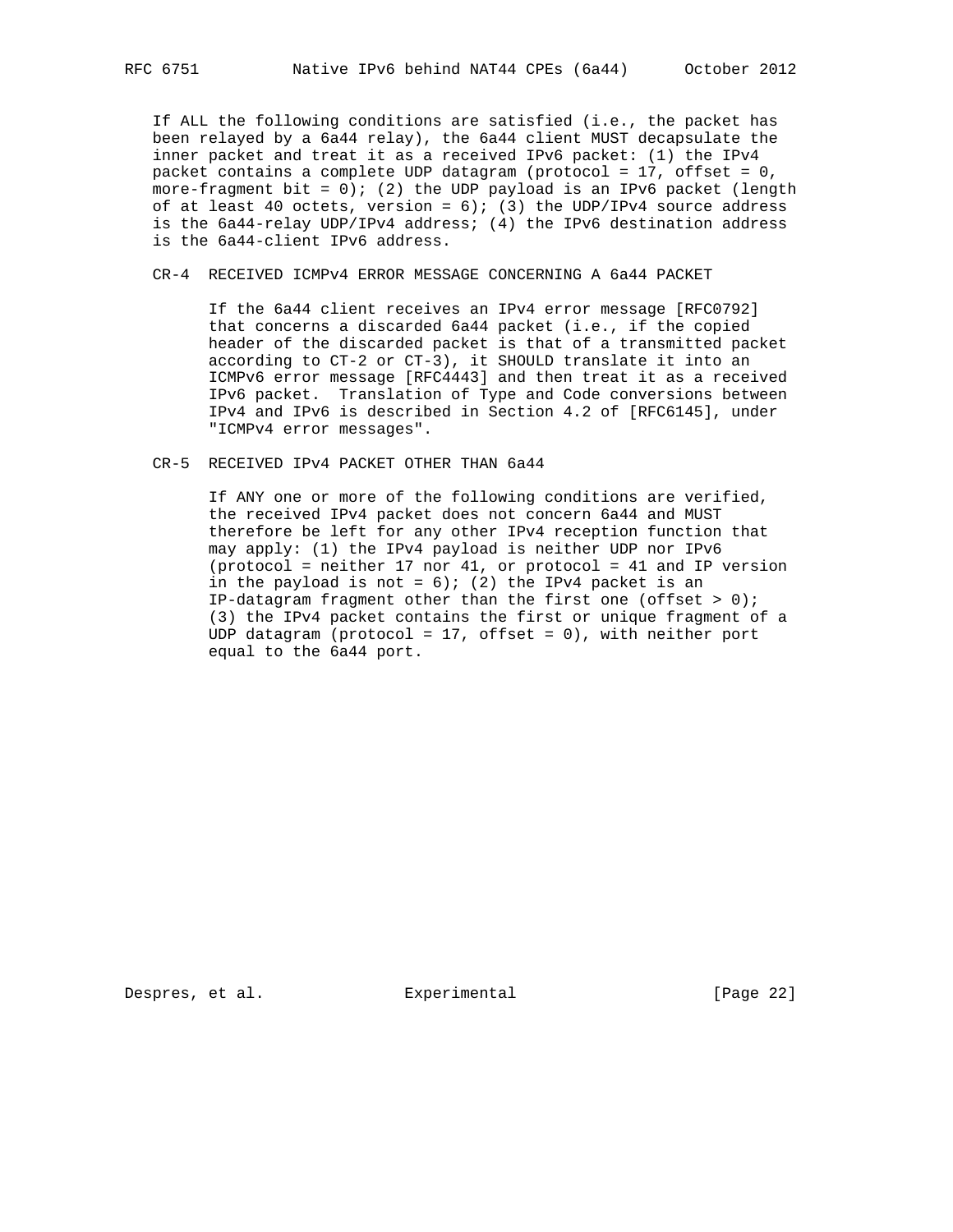If ALL the following conditions are satisfied (i.e., the packet has been relayed by a 6a44 relay), the 6a44 client MUST decapsulate the inner packet and treat it as a received IPv6 packet: (1) the IPv4 packet contains a complete UDP datagram (protocol = 17, offset = 0, more-fragment bit = 0); (2) the UDP payload is an IPv6 packet (length of at least 40 octets, version = 6); (3) the UDP/IPv4 source address is the 6a44-relay UDP/IPv4 address; (4) the IPv6 destination address is the 6a44-client IPv6 address.

CR-4 RECEIVED ICMPv4 ERROR MESSAGE CONCERNING A 6a44 PACKET

If the 6a44 client receives an IPv4 error message [RFC0792] that concerns a discarded 6a44 packet (i.e., if the copied header of the discarded packet is that of a transmitted packet according to CT-2 or CT-3), it SHOULD translate it into an ICMPv6 error message [RFC4443] and then treat it as a received IPv6 packet. Translation of Type and Code conversions between IPv4 and IPv6 is described in Section 4.2 of [RFC6145], under "ICMPv4 error messages".

CR-5 RECEIVED IPv4 PACKET OTHER THAN 6a44

If ANY one or more of the following conditions are verified, the received IPv4 packet does not concern 6a44 and MUST therefore be left for any other IPv4 reception function that may apply: (1) the IPv4 payload is neither UDP nor IPv6 (protocol = neither 17 nor 41, or protocol = 41 and IP version in the payload is not = 6); (2) the IPv4 packet is an IP-datagram fragment other than the first one (offset > 0); (3) the IPv4 packet contains the first or unique fragment of a UDP datagram (protocol = 17, offset = 0), with neither port equal to the 6a44 port.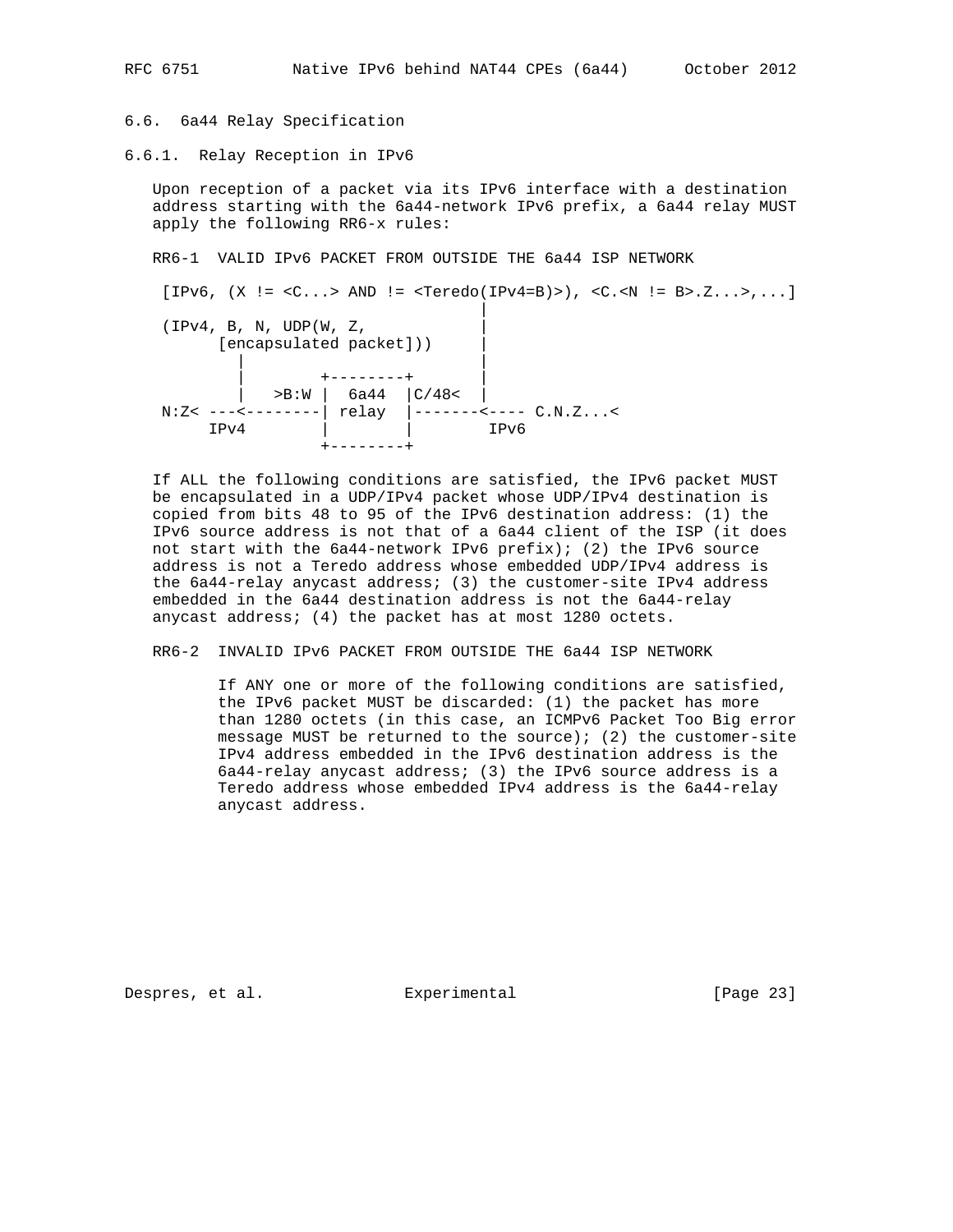### 6.6. 6a44 Relay Specification

#### 6.6.1. Relay Reception in IPv6

Upon reception of a packet via its IPv6 interface with a destination address starting with the 6a44-network IPv6 prefix, a 6a44 relay MUST apply the following RR6-x rules:

RR6-1 VALID IPv6 PACKET FROM OUTSIDE THE 6a44 ISP NETWORK

```
 [IPv6, (X != <C...> AND != <Teredo(IPv4=B)>), <C.<N != B>.Z...>,...]
                                      |
 (IPv4, B, N, UDP(W, Z,               |
       [encapsulated packet]))        |
         |                            |
         |        +--------+          |
         |   >B:W |  6a44  |C/48<     |
 N:Z< ---<--------| relay  |-------<---- C.N.Z...<
      IPv4        |        |        IPv6
                  +--------+
```

If ALL the following conditions are satisfied, the IPv6 packet MUST be encapsulated in a UDP/IPv4 packet whose UDP/IPv4 destination is copied from bits 48 to 95 of the IPv6 destination address: (1) the IPv6 source address is not that of a 6a44 client of the ISP (it does not start with the 6a44-network IPv6 prefix); (2) the IPv6 source address is not a Teredo address whose embedded UDP/IPv4 address is the 6a44-relay anycast address; (3) the customer-site IPv4 address embedded in the 6a44 destination address is not the 6a44-relay anycast address; (4) the packet has at most 1280 octets.

RR6-2 INVALID IPv6 PACKET FROM OUTSIDE THE 6a44 ISP NETWORK

If ANY one or more of the following conditions are satisfied, the IPv6 packet MUST be discarded: (1) the packet has more than 1280 octets (in this case, an ICMPv6 Packet Too Big error message MUST be returned to the source); (2) the customer-site IPv4 address embedded in the IPv6 destination address is the 6a44-relay anycast address; (3) the IPv6 source address is a Teredo address whose embedded IPv4 address is the 6a44-relay anycast address.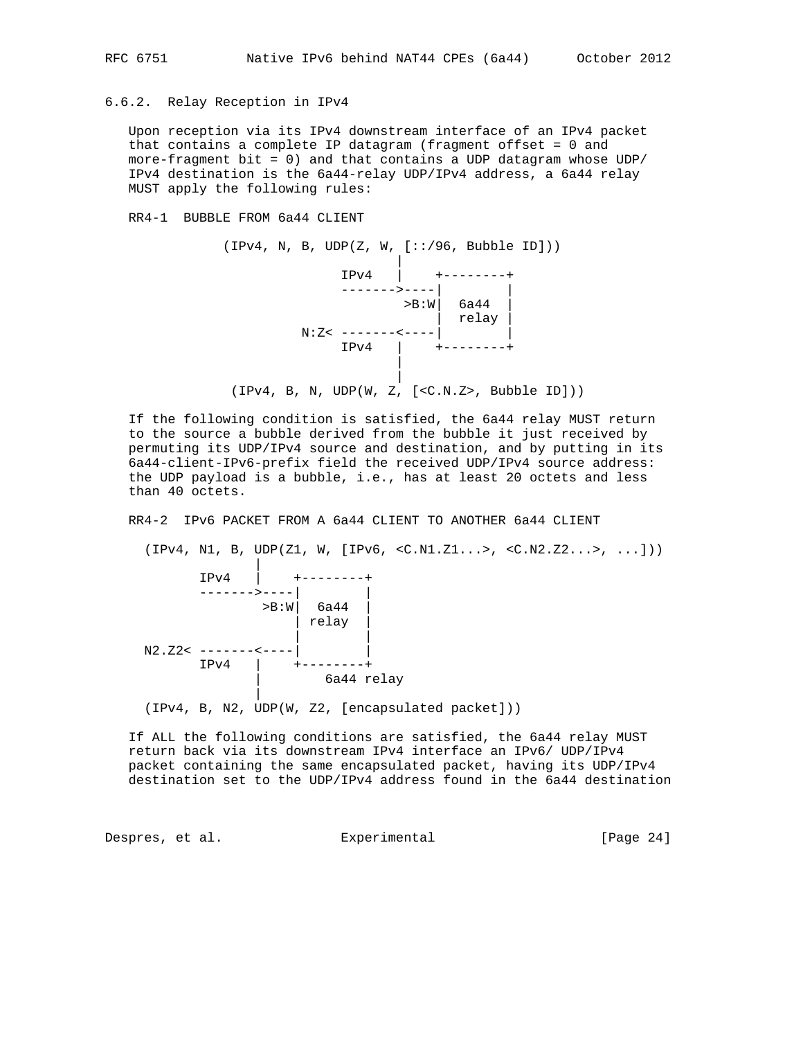### 6.6.2. Relay Reception in IPv4

Upon reception via its IPv4 downstream interface of an IPv4 packet that contains a complete IP datagram (fragment offset = 0 and more-fragment bit = 0) and that contains a UDP datagram whose UDP/IPv4 destination is the 6a44-relay UDP/IPv4 address, a 6a44 relay MUST apply the following rules:

RR4-1 BUBBLE FROM 6a44 CLIENT

```
            (IPv4, N, B, UDP(Z, W, [::/96, Bubble ID]))
                                   |
                         IPv4   |    +--------+
                         ------->----|        |
                                 >B:W|  6a44  |
                                     |  relay |
                    N:Z< -------<----|        |
                         IPv4   |    +--------+
                                   |
                                   |
             (IPv4, B, N, UDP(W, Z, [<C.N.Z>, Bubble ID]))
```

If the following condition is satisfied, the 6a44 relay MUST return to the source a bubble derived from the bubble it just received by permuting its UDP/IPv4 source and destination, and by putting in its 6a44-client-IPv6-prefix field the received UDP/IPv4 source address: the UDP payload is a bubble, i.e., has at least 20 octets and less than 40 octets.

RR4-2 IPv6 PACKET FROM A 6a44 CLIENT TO ANOTHER 6a44 CLIENT

```
  (IPv4, N1, B, UDP(Z1, W, [IPv6, <C.N1.Z1...>, <C.N2.Z2...>, ...]))
               |
        IPv4   |    +--------+
        ------->----|        |
               >B:W|  6a44  |
                   | relay  |
                   |        |
  N2.Z2< -------<----|        |
        IPv4   |    +--------+
               |       6a44 relay
               |
  (IPv4, B, N2, UDP(W, Z2, [encapsulated packet]))
```

If ALL the following conditions are satisfied, the 6a44 relay MUST return back via its downstream IPv4 interface an IPv6/ UDP/IPv4 packet containing the same encapsulated packet, having its UDP/IPv4 destination set to the UDP/IPv4 address found in the 6a44 destination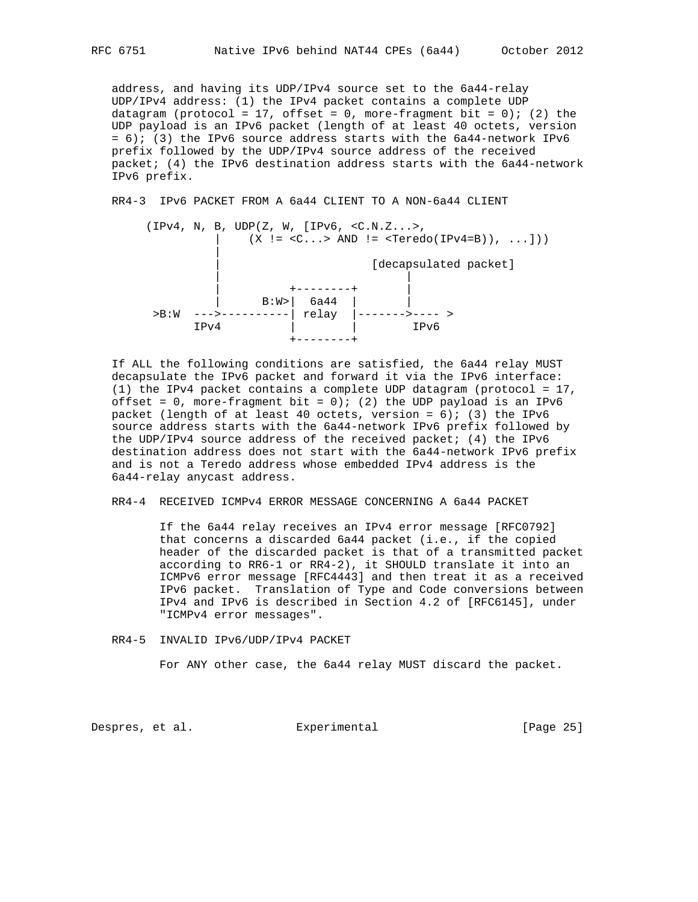address, and having its UDP/IPv4 source set to the 6a44-relay UDP/IPv4 address: (1) the IPv4 packet contains a complete UDP datagram (protocol = 17, offset = 0, more-fragment bit = 0); (2) the UDP payload is an IPv6 packet (length of at least 40 octets, version = 6); (3) the IPv6 source address starts with the 6a44-network IPv6 prefix followed by the UDP/IPv4 source address of the received packet; (4) the IPv6 destination address starts with the 6a44-network IPv6 prefix.

RR4-3 IPv6 PACKET FROM A 6a44 CLIENT TO A NON-6a44 CLIENT

```
     (IPv4, N, B, UDP(Z, W, [IPv6, <C.N.Z...>,
               |    (X != <C...> AND != <Teredo(IPv4=B)), ...]))
               |
               |                     [decapsulated packet]
               |                          |
               |          +--------+      |
               |      B:W>|  6a44  |      |
      >B:W  --->----------| relay  |------->---- >
           IPv4           |        |        IPv6
                          +--------+
```

If ALL the following conditions are satisfied, the 6a44 relay MUST decapsulate the IPv6 packet and forward it via the IPv6 interface: (1) the IPv4 packet contains a complete UDP datagram (protocol = 17, offset = 0, more-fragment bit = 0); (2) the UDP payload is an IPv6 packet (length of at least 40 octets, version = 6); (3) the IPv6 source address starts with the 6a44-network IPv6 prefix followed by the UDP/IPv4 source address of the received packet; (4) the IPv6 destination address does not start with the 6a44-network IPv6 prefix and is not a Teredo address whose embedded IPv4 address is the 6a44-relay anycast address.

RR4-4 RECEIVED ICMPv4 ERROR MESSAGE CONCERNING A 6a44 PACKET

If the 6a44 relay receives an IPv4 error message [RFC0792] that concerns a discarded 6a44 packet (i.e., if the copied header of the discarded packet is that of a transmitted packet according to RR6-1 or RR4-2), it SHOULD translate it into an ICMPv6 error message [RFC4443] and then treat it as a received IPv6 packet. Translation of Type and Code conversions between IPv4 and IPv6 is described in Section 4.2 of [RFC6145], under "ICMPv4 error messages".

RR4-5 INVALID IPv6/UDP/IPv4 PACKET

For ANY other case, the 6a44 relay MUST discard the packet.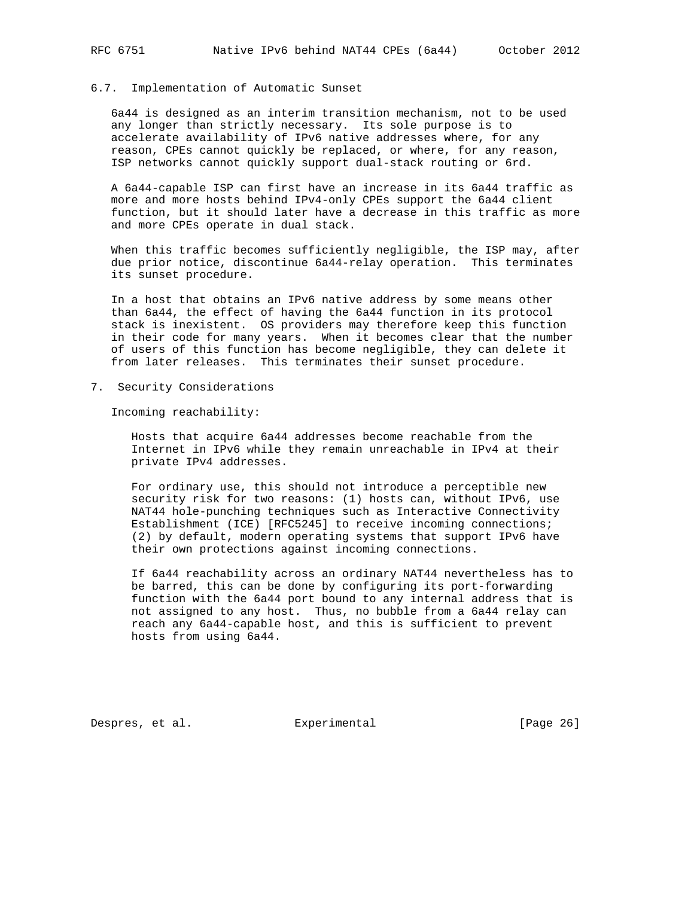### 6.7. Implementation of Automatic Sunset

6a44 is designed as an interim transition mechanism, not to be used any longer than strictly necessary. Its sole purpose is to accelerate availability of IPv6 native addresses where, for any reason, CPEs cannot quickly be replaced, or where, for any reason, ISP networks cannot quickly support dual-stack routing or 6rd.

A 6a44-capable ISP can first have an increase in its 6a44 traffic as more and more hosts behind IPv4-only CPEs support the 6a44 client function, but it should later have a decrease in this traffic as more and more CPEs operate in dual stack.

When this traffic becomes sufficiently negligible, the ISP may, after due prior notice, discontinue 6a44-relay operation. This terminates its sunset procedure.

In a host that obtains an IPv6 native address by some means other than 6a44, the effect of having the 6a44 function in its protocol stack is inexistent. OS providers may therefore keep this function in their code for many years. When it becomes clear that the number of users of this function has become negligible, they can delete it from later releases. This terminates their sunset procedure.

## 7. Security Considerations

Incoming reachability:

Hosts that acquire 6a44 addresses become reachable from the Internet in IPv6 while they remain unreachable in IPv4 at their private IPv4 addresses.

For ordinary use, this should not introduce a perceptible new security risk for two reasons: (1) hosts can, without IPv6, use NAT44 hole-punching techniques such as Interactive Connectivity Establishment (ICE) [RFC5245] to receive incoming connections; (2) by default, modern operating systems that support IPv6 have their own protections against incoming connections.

If 6a44 reachability across an ordinary NAT44 nevertheless has to be barred, this can be done by configuring its port-forwarding function with the 6a44 port bound to any internal address that is not assigned to any host. Thus, no bubble from a 6a44 relay can reach any 6a44-capable host, and this is sufficient to prevent hosts from using 6a44.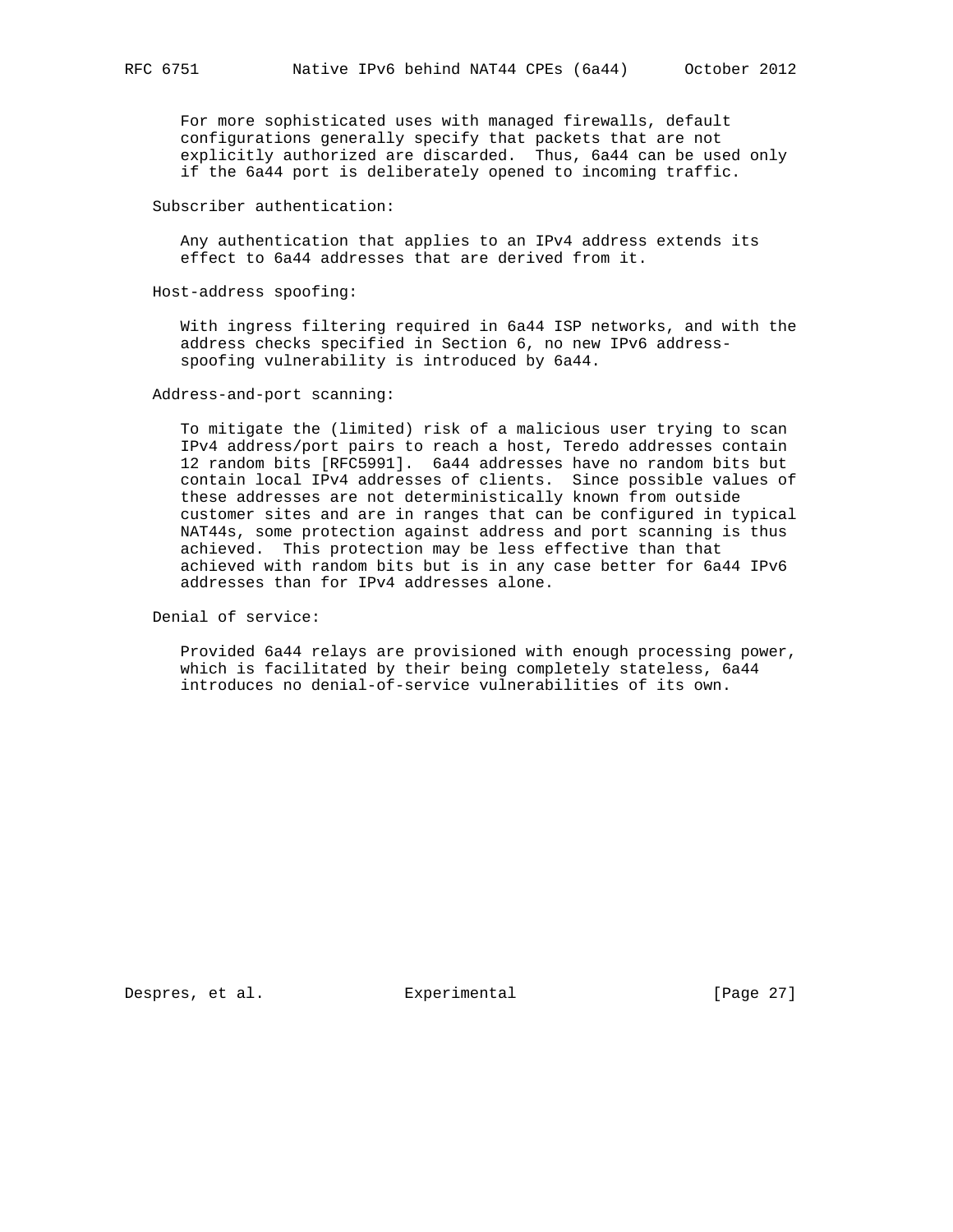For more sophisticated uses with managed firewalls, default configurations generally specify that packets that are not explicitly authorized are discarded. Thus, 6a44 can be used only if the 6a44 port is deliberately opened to incoming traffic.

Subscriber authentication:

Any authentication that applies to an IPv4 address extends its effect to 6a44 addresses that are derived from it.

Host-address spoofing:

With ingress filtering required in 6a44 ISP networks, and with the address checks specified in Section 6, no new IPv6 address-spoofing vulnerability is introduced by 6a44.

Address-and-port scanning:

To mitigate the (limited) risk of a malicious user trying to scan IPv4 address/port pairs to reach a host, Teredo addresses contain 12 random bits [RFC5991]. 6a44 addresses have no random bits but contain local IPv4 addresses of clients. Since possible values of these addresses are not deterministically known from outside customer sites and are in ranges that can be configured in typical NAT44s, some protection against address and port scanning is thus achieved. This protection may be less effective than that achieved with random bits but is in any case better for 6a44 IPv6 addresses than for IPv4 addresses alone.

Denial of service:

Provided 6a44 relays are provisioned with enough processing power, which is facilitated by their being completely stateless, 6a44 introduces no denial-of-service vulnerabilities of its own.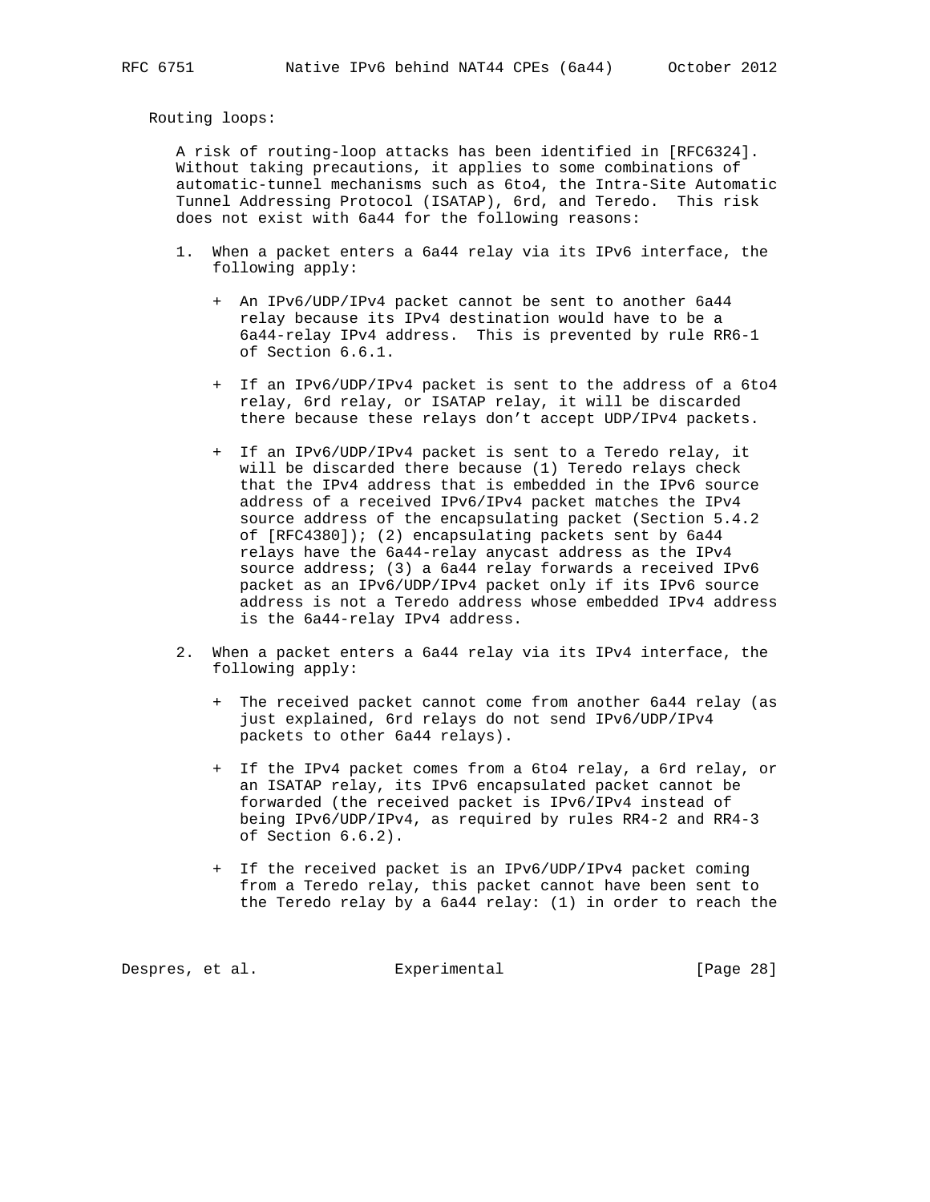Routing loops:

A risk of routing-loop attacks has been identified in [RFC6324]. Without taking precautions, it applies to some combinations of automatic-tunnel mechanisms such as 6to4, the Intra-Site Automatic Tunnel Addressing Protocol (ISATAP), 6rd, and Teredo. This risk does not exist with 6a44 for the following reasons:

1. When a packet enters a 6a44 relay via its IPv6 interface, the following apply:

   + An IPv6/UDP/IPv4 packet cannot be sent to another 6a44 relay because its IPv4 destination would have to be a 6a44-relay IPv4 address. This is prevented by rule RR6-1 of Section 6.6.1.

   + If an IPv6/UDP/IPv4 packet is sent to the address of a 6to4 relay, 6rd relay, or ISATAP relay, it will be discarded there because these relays don't accept UDP/IPv4 packets.

   + If an IPv6/UDP/IPv4 packet is sent to a Teredo relay, it will be discarded there because (1) Teredo relays check that the IPv4 address that is embedded in the IPv6 source address of a received IPv6/IPv4 packet matches the IPv4 source address of the encapsulating packet (Section 5.4.2 of [RFC4380]); (2) encapsulating packets sent by 6a44 relays have the 6a44-relay anycast address as the IPv4 source address; (3) a 6a44 relay forwards a received IPv6 packet as an IPv6/UDP/IPv4 packet only if its IPv6 source address is not a Teredo address whose embedded IPv4 address is the 6a44-relay IPv4 address.

2. When a packet enters a 6a44 relay via its IPv4 interface, the following apply:

   + The received packet cannot come from another 6a44 relay (as just explained, 6rd relays do not send IPv6/UDP/IPv4 packets to other 6a44 relays).

   + If the IPv4 packet comes from a 6to4 relay, a 6rd relay, or an ISATAP relay, its IPv6 encapsulated packet cannot be forwarded (the received packet is IPv6/IPv4 instead of being IPv6/UDP/IPv4, as required by rules RR4-2 and RR4-3 of Section 6.6.2).

   + If the received packet is an IPv6/UDP/IPv4 packet coming from a Teredo relay, this packet cannot have been sent to the Teredo relay by a 6a44 relay: (1) in order to reach the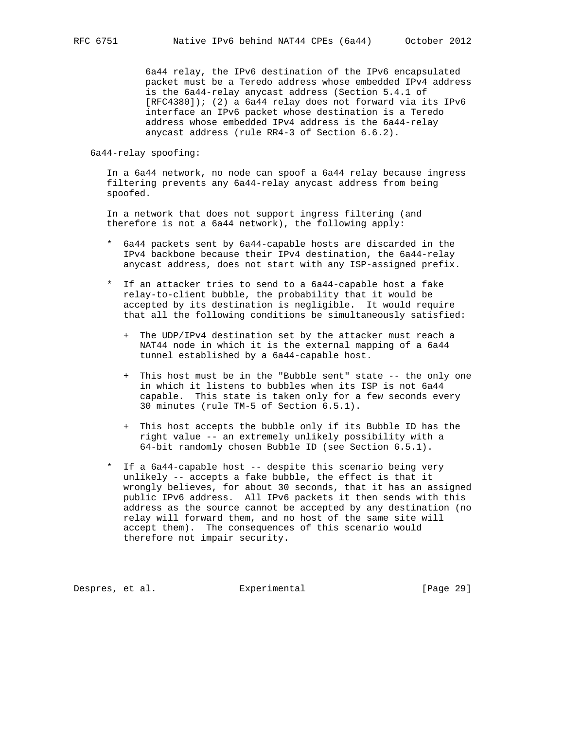6a44 relay, the IPv6 destination of the IPv6 encapsulated packet must be a Teredo address whose embedded IPv4 address is the 6a44-relay anycast address (Section 5.4.1 of [RFC4380]); (2) a 6a44 relay does not forward via its IPv6 interface an IPv6 packet whose destination is a Teredo address whose embedded IPv4 address is the 6a44-relay anycast address (rule RR4-3 of Section 6.6.2).

6a44-relay spoofing:

In a 6a44 network, no node can spoof a 6a44 relay because ingress filtering prevents any 6a44-relay anycast address from being spoofed.

In a network that does not support ingress filtering (and therefore is not a 6a44 network), the following apply:

* 6a44 packets sent by 6a44-capable hosts are discarded in the IPv4 backbone because their IPv4 destination, the 6a44-relay anycast address, does not start with any ISP-assigned prefix.

* If an attacker tries to send to a 6a44-capable host a fake relay-to-client bubble, the probability that it would be accepted by its destination is negligible. It would require that all the following conditions be simultaneously satisfied:

  + The UDP/IPv4 destination set by the attacker must reach a NAT44 node in which it is the external mapping of a 6a44 tunnel established by a 6a44-capable host.

  + This host must be in the "Bubble sent" state -- the only one in which it listens to bubbles when its ISP is not 6a44 capable. This state is taken only for a few seconds every 30 minutes (rule TM-5 of Section 6.5.1).

  + This host accepts the bubble only if its Bubble ID has the right value -- an extremely unlikely possibility with a 64-bit randomly chosen Bubble ID (see Section 6.5.1).

* If a 6a44-capable host -- despite this scenario being very unlikely -- accepts a fake bubble, the effect is that it wrongly believes, for about 30 seconds, that it has an assigned public IPv6 address. All IPv6 packets it then sends with this address as the source cannot be accepted by any destination (no relay will forward them, and no host of the same site will accept them). The consequences of this scenario would therefore not impair security.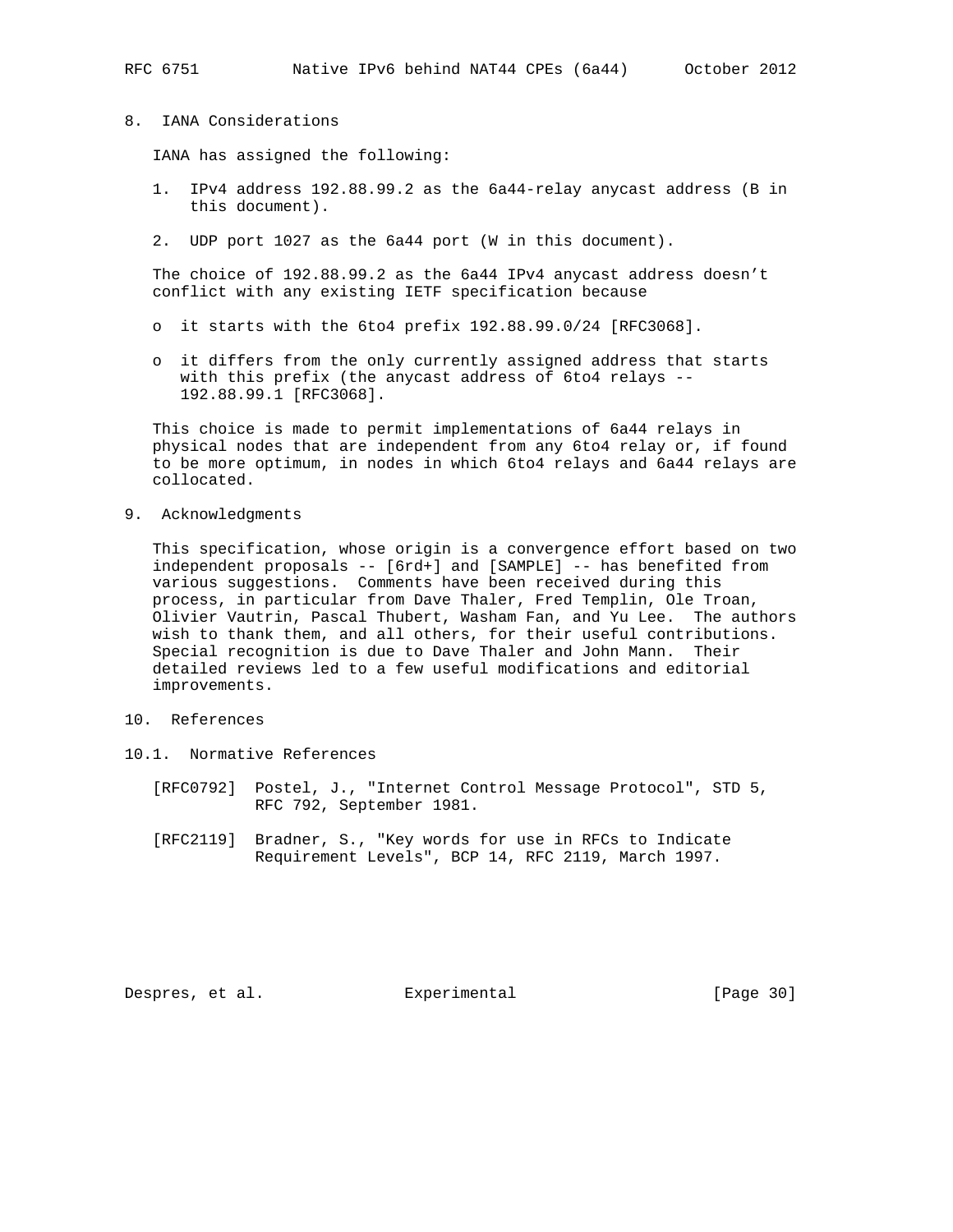## 8. IANA Considerations

IANA has assigned the following:

1. IPv4 address 192.88.99.2 as the 6a44-relay anycast address (B in this document).

2. UDP port 1027 as the 6a44 port (W in this document).

The choice of 192.88.99.2 as the 6a44 IPv4 anycast address doesn't conflict with any existing IETF specification because

- it starts with the 6to4 prefix 192.88.99.0/24 [RFC3068].

- it differs from the only currently assigned address that starts with this prefix (the anycast address of 6to4 relays -- 192.88.99.1 [RFC3068].

This choice is made to permit implementations of 6a44 relays in physical nodes that are independent from any 6to4 relay or, if found to be more optimum, in nodes in which 6to4 relays and 6a44 relays are collocated.

## 9. Acknowledgments

This specification, whose origin is a convergence effort based on two independent proposals -- [6rd+] and [SAMPLE] -- has benefited from various suggestions. Comments have been received during this process, in particular from Dave Thaler, Fred Templin, Ole Troan, Olivier Vautrin, Pascal Thubert, Washam Fan, and Yu Lee. The authors wish to thank them, and all others, for their useful contributions. Special recognition is due to Dave Thaler and John Mann. Their detailed reviews led to a few useful modifications and editorial improvements.

## 10. References

### 10.1. Normative References

[RFC0792] Postel, J., "Internet Control Message Protocol", STD 5, RFC 792, September 1981.

[RFC2119] Bradner, S., "Key words for use in RFCs to Indicate Requirement Levels", BCP 14, RFC 2119, March 1997.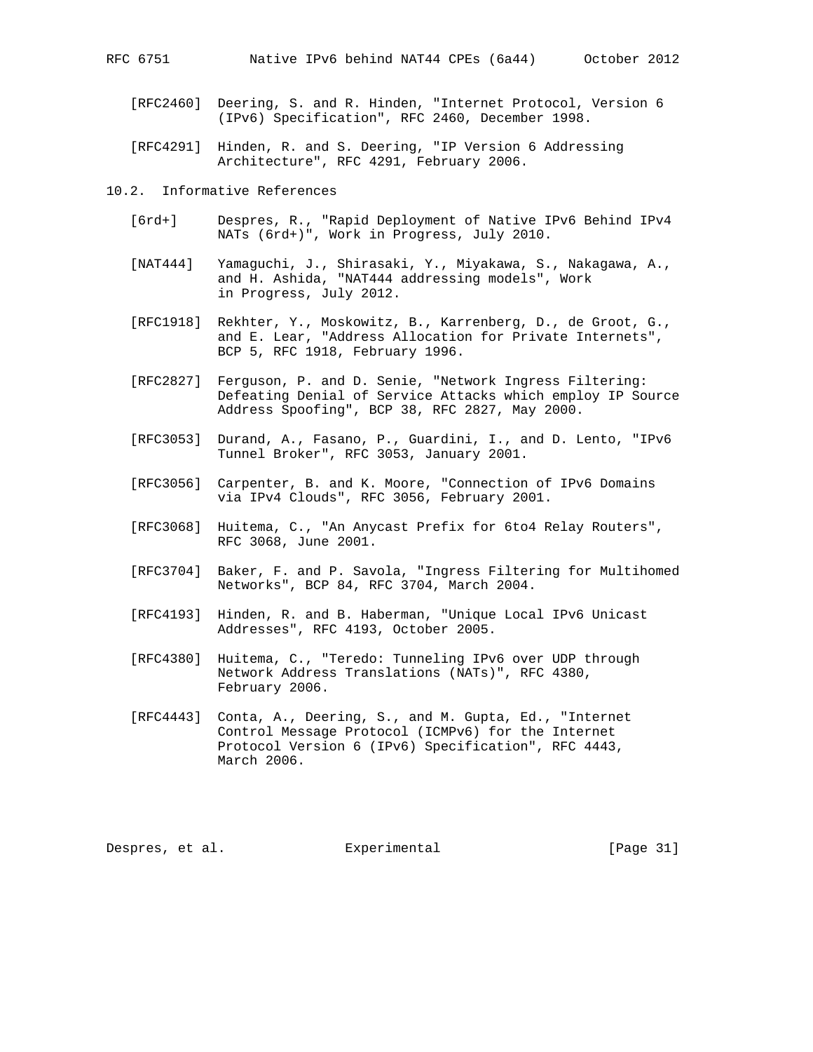[RFC2460] Deering, S. and R. Hinden, "Internet Protocol, Version 6 (IPv6) Specification", RFC 2460, December 1998.

[RFC4291] Hinden, R. and S. Deering, "IP Version 6 Addressing Architecture", RFC 4291, February 2006.

## 10.2. Informative References

[6rd+] Despres, R., "Rapid Deployment of Native IPv6 Behind IPv4 NATs (6rd+)", Work in Progress, July 2010.

[NAT444] Yamaguchi, J., Shirasaki, Y., Miyakawa, S., Nakagawa, A., and H. Ashida, "NAT444 addressing models", Work in Progress, July 2012.

[RFC1918] Rekhter, Y., Moskowitz, B., Karrenberg, D., de Groot, G., and E. Lear, "Address Allocation for Private Internets", BCP 5, RFC 1918, February 1996.

[RFC2827] Ferguson, P. and D. Senie, "Network Ingress Filtering: Defeating Denial of Service Attacks which employ IP Source Address Spoofing", BCP 38, RFC 2827, May 2000.

[RFC3053] Durand, A., Fasano, P., Guardini, I., and D. Lento, "IPv6 Tunnel Broker", RFC 3053, January 2001.

[RFC3056] Carpenter, B. and K. Moore, "Connection of IPv6 Domains via IPv4 Clouds", RFC 3056, February 2001.

[RFC3068] Huitema, C., "An Anycast Prefix for 6to4 Relay Routers", RFC 3068, June 2001.

[RFC3704] Baker, F. and P. Savola, "Ingress Filtering for Multihomed Networks", BCP 84, RFC 3704, March 2004.

[RFC4193] Hinden, R. and B. Haberman, "Unique Local IPv6 Unicast Addresses", RFC 4193, October 2005.

[RFC4380] Huitema, C., "Teredo: Tunneling IPv6 over UDP through Network Address Translations (NATs)", RFC 4380, February 2006.

[RFC4443] Conta, A., Deering, S., and M. Gupta, Ed., "Internet Control Message Protocol (ICMPv6) for the Internet Protocol Version 6 (IPv6) Specification", RFC 4443, March 2006.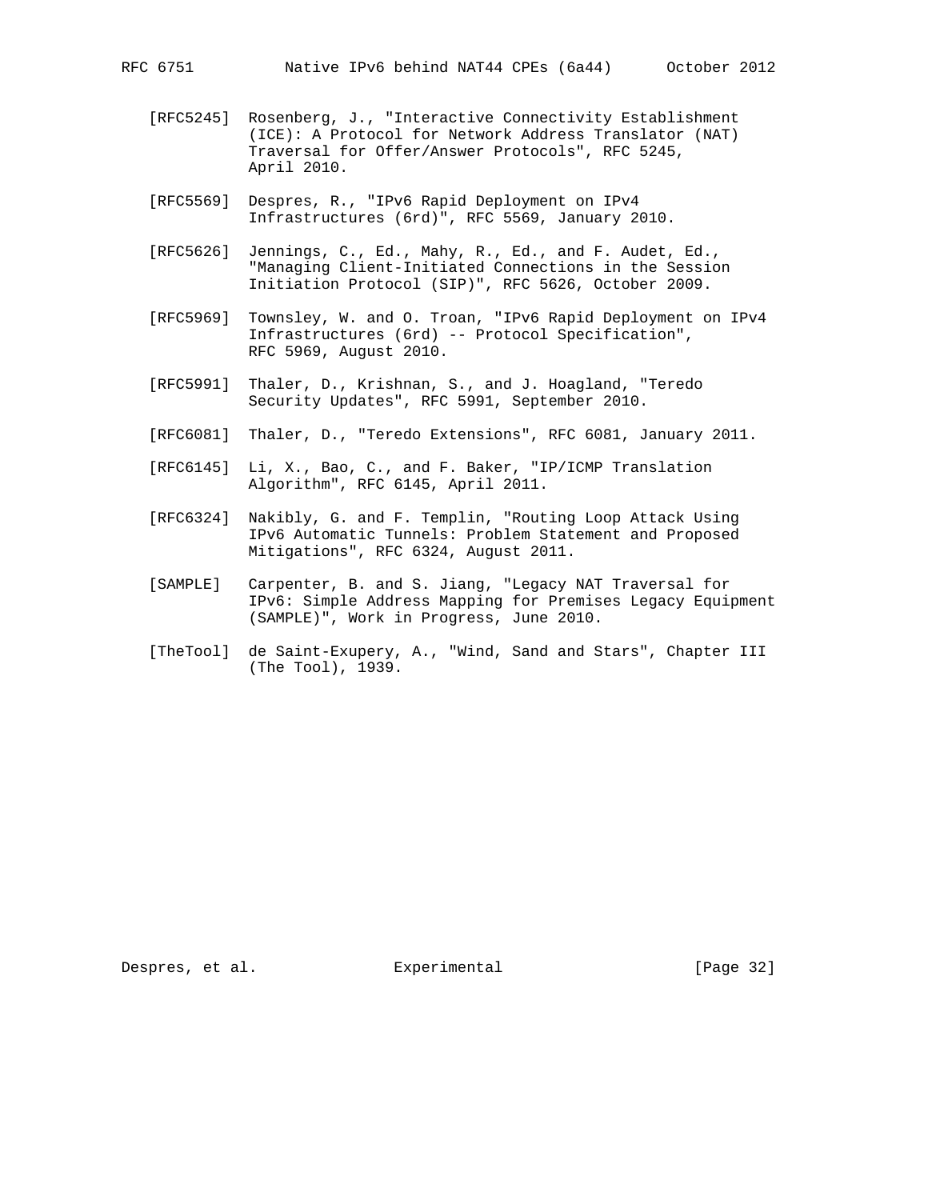[RFC5245] Rosenberg, J., "Interactive Connectivity Establishment (ICE): A Protocol for Network Address Translator (NAT) Traversal for Offer/Answer Protocols", RFC 5245, April 2010.

[RFC5569] Despres, R., "IPv6 Rapid Deployment on IPv4 Infrastructures (6rd)", RFC 5569, January 2010.

[RFC5626] Jennings, C., Ed., Mahy, R., Ed., and F. Audet, Ed., "Managing Client-Initiated Connections in the Session Initiation Protocol (SIP)", RFC 5626, October 2009.

[RFC5969] Townsley, W. and O. Troan, "IPv6 Rapid Deployment on IPv4 Infrastructures (6rd) -- Protocol Specification", RFC 5969, August 2010.

[RFC5991] Thaler, D., Krishnan, S., and J. Hoagland, "Teredo Security Updates", RFC 5991, September 2010.

[RFC6081] Thaler, D., "Teredo Extensions", RFC 6081, January 2011.

[RFC6145] Li, X., Bao, C., and F. Baker, "IP/ICMP Translation Algorithm", RFC 6145, April 2011.

[RFC6324] Nakibly, G. and F. Templin, "Routing Loop Attack Using IPv6 Automatic Tunnels: Problem Statement and Proposed Mitigations", RFC 6324, August 2011.

[SAMPLE] Carpenter, B. and S. Jiang, "Legacy NAT Traversal for IPv6: Simple Address Mapping for Premises Legacy Equipment (SAMPLE)", Work in Progress, June 2010.

[TheTool] de Saint-Exupery, A., "Wind, Sand and Stars", Chapter III (The Tool), 1939.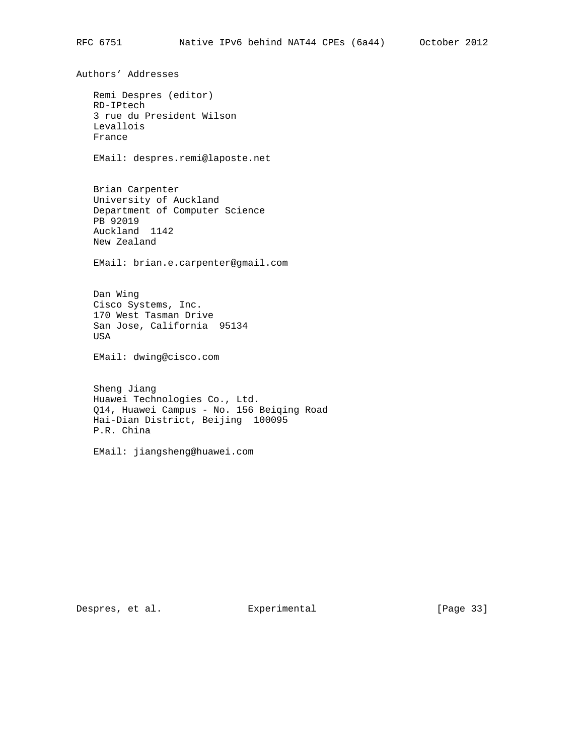# Authors' Addresses

Remi Despres (editor)
RD-IPtech
3 rue du President Wilson
Levallois
France

EMail: despres.remi@laposte.net

Brian Carpenter
University of Auckland
Department of Computer Science
PB 92019
Auckland 1142
New Zealand

EMail: brian.e.carpenter@gmail.com

Dan Wing
Cisco Systems, Inc.
170 West Tasman Drive
San Jose, California 95134
USA

EMail: dwing@cisco.com

Sheng Jiang
Huawei Technologies Co., Ltd.
Q14, Huawei Campus - No. 156 Beiqing Road
Hai-Dian District, Beijing 100095
P.R. China

EMail: jiangsheng@huawei.com